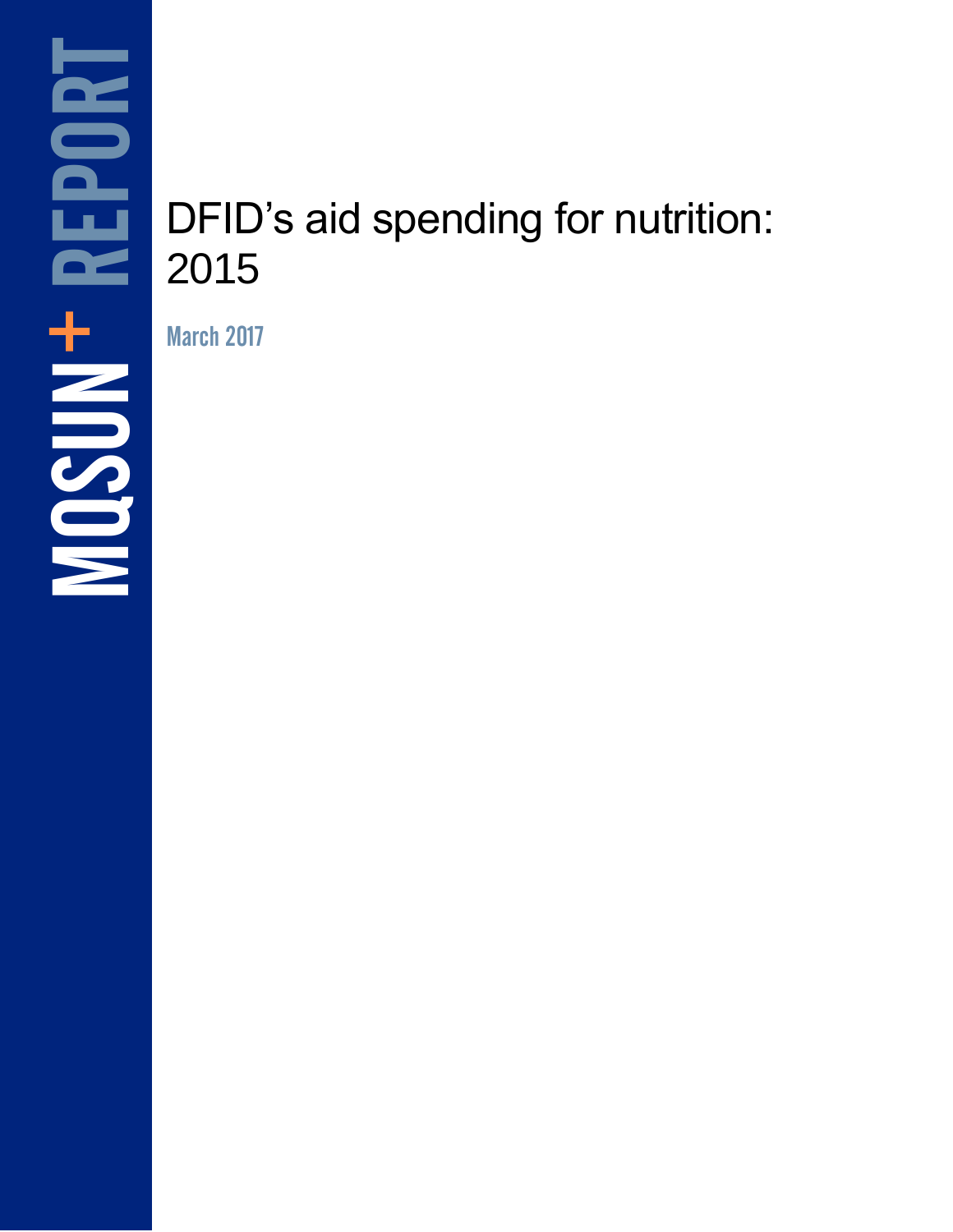MQSUN+ REPORT

# DFID's aid spending for nutrition: 2015

March 2017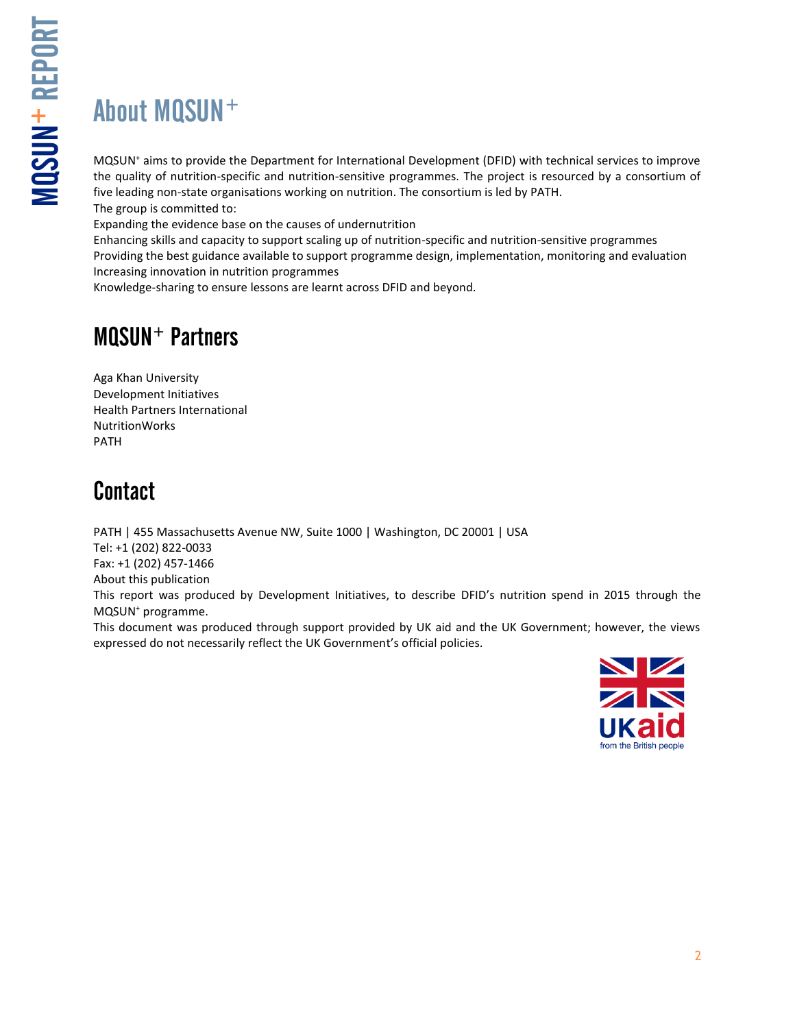# About MQSUN+

MQSUN+ aims to provide the Department for International Development (DFID) with technical services to improve the quality of nutrition-specific and nutrition-sensitive programmes. The project is resourced by a consortium of five leading non-state organisations working on nutrition. The consortium is led by PATH.

The group is committed to:

Expanding the evidence base on the causes of undernutrition

Enhancing skills and capacity to support scaling up of nutrition-specific and nutrition-sensitive programmes

Providing the best guidance available to support programme design, implementation, monitoring and evaluation

Increasing innovation in nutrition programmes

Knowledge-sharing to ensure lessons are learnt across DFID and beyond.

# MQSUN+ Partners

Aga Khan University
Development Initiatives
Health Partners International
NutritionWorks
PATH

# Contact

PATH | 455 Massachusetts Avenue NW, Suite 1000 | Washington, DC 20001 | USA
Tel: +1 (202) 822-0033
Fax: +1 (202) 457-1466

About this publication

This report was produced by Development Initiatives, to describe DFID's nutrition spend in 2015 through the MQSUN+ programme.

This document was produced through support provided by UK aid and the UK Government; however, the views expressed do not necessarily reflect the UK Government's official policies.

UKaid
from the British people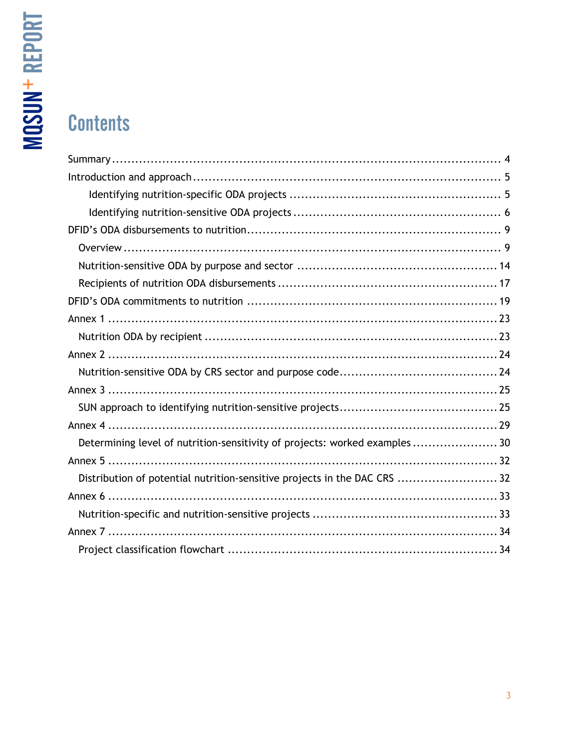# Contents

Summary ........................................................................................................ 4

Introduction and approach ................................................................................ 5

- Identifying nutrition-specific ODA projects ....................................................... 5
- Identifying nutrition-sensitive ODA projects ...................................................... 6

DFID's ODA disbursements to nutrition ................................................................. 9

- Overview ......................................................................................................... 9
- Nutrition-sensitive ODA by purpose and sector .................................................. 14
- Recipients of nutrition ODA disbursements ........................................................ 17

DFID's ODA commitments to nutrition ................................................................ 19

Annex 1 ........................................................................................................... 23

- Nutrition ODA by recipient ............................................................................ 23

Annex 2 ........................................................................................................... 24

- Nutrition-sensitive ODA by CRS sector and purpose code ................................... 24

Annex 3 ........................................................................................................... 25

- SUN approach to identifying nutrition-sensitive projects ..................................... 25

Annex 4 ........................................................................................................... 29

- Determining level of nutrition-sensitivity of projects: worked examples ................. 30

Annex 5 ........................................................................................................... 32

- Distribution of potential nutrition-sensitive projects in the DAC CRS .................... 32

Annex 6 ........................................................................................................... 33

- Nutrition-specific and nutrition-sensitive projects ............................................... 33

Annex 7 ........................................................................................................... 34

- Project classification flowchart ....................................................................... 34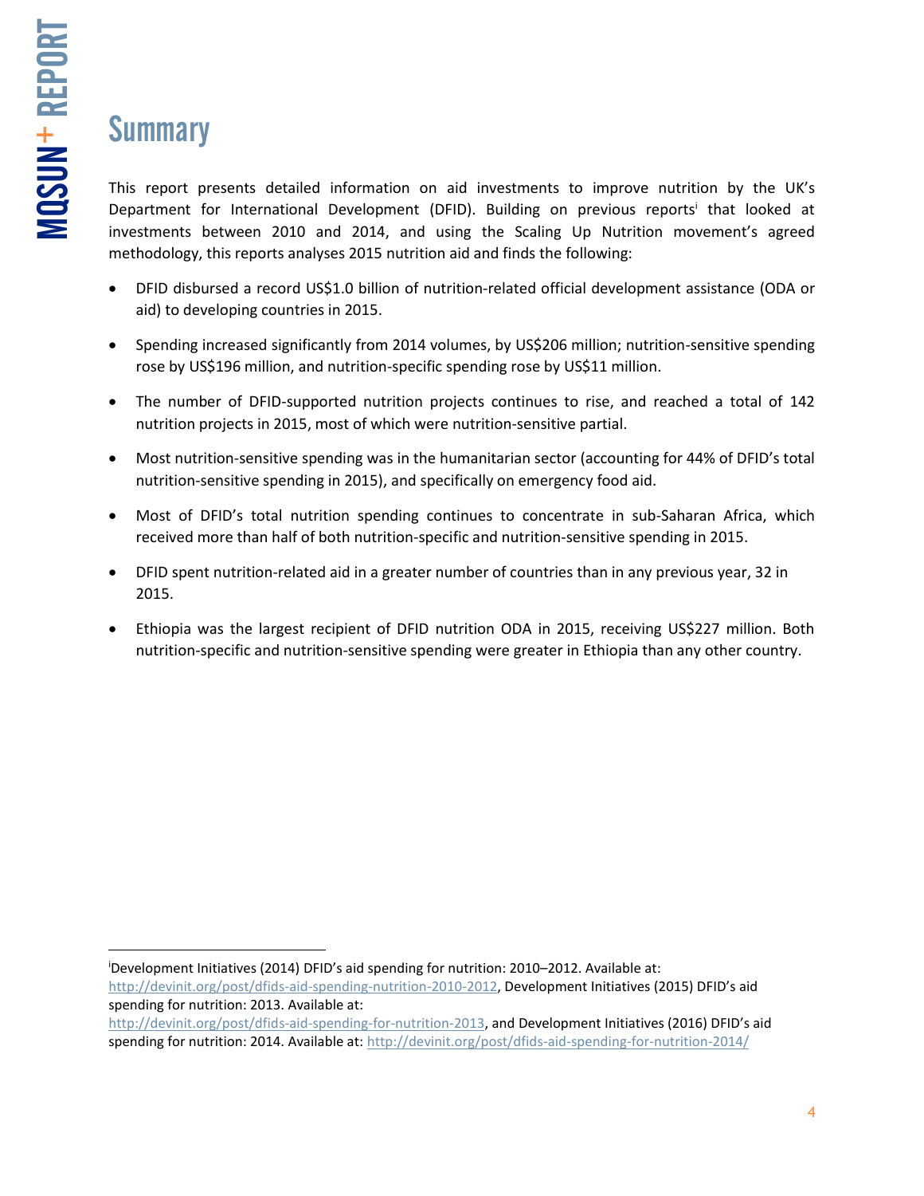# Summary

This report presents detailed information on aid investments to improve nutrition by the UK's Department for International Development (DFID). Building on previous reports[i] that looked at investments between 2010 and 2014, and using the Scaling Up Nutrition movement's agreed methodology, this reports analyses 2015 nutrition aid and finds the following:

- DFID disbursed a record US$1.0 billion of nutrition-related official development assistance (ODA or aid) to developing countries in 2015.
- Spending increased significantly from 2014 volumes, by US$206 million; nutrition-sensitive spending rose by US$196 million, and nutrition-specific spending rose by US$11 million.
- The number of DFID-supported nutrition projects continues to rise, and reached a total of 142 nutrition projects in 2015, most of which were nutrition-sensitive partial.
- Most nutrition-sensitive spending was in the humanitarian sector (accounting for 44% of DFID's total nutrition-sensitive spending in 2015), and specifically on emergency food aid.
- Most of DFID's total nutrition spending continues to concentrate in sub-Saharan Africa, which received more than half of both nutrition-specific and nutrition-sensitive spending in 2015.
- DFID spent nutrition-related aid in a greater number of countries than in any previous year, 32 in 2015.
- Ethiopia was the largest recipient of DFID nutrition ODA in 2015, receiving US$227 million. Both nutrition-specific and nutrition-sensitive spending were greater in Ethiopia than any other country.

---

[i] Development Initiatives (2014) DFID's aid spending for nutrition: 2010–2012. Available at: http://devinit.org/post/dfids-aid-spending-nutrition-2010-2012, Development Initiatives (2015) DFID's aid spending for nutrition: 2013. Available at: http://devinit.org/post/dfids-aid-spending-for-nutrition-2013, and Development Initiatives (2016) DFID's aid spending for nutrition: 2014. Available at: http://devinit.org/post/dfids-aid-spending-for-nutrition-2014/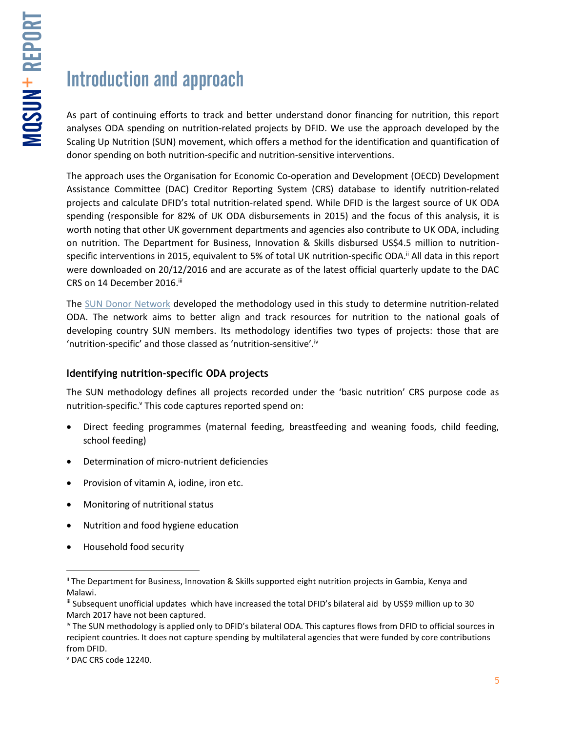# Introduction and approach

As part of continuing efforts to track and better understand donor financing for nutrition, this report analyses ODA spending on nutrition-related projects by DFID. We use the approach developed by the Scaling Up Nutrition (SUN) movement, which offers a method for the identification and quantification of donor spending on both nutrition-specific and nutrition-sensitive interventions.

The approach uses the Organisation for Economic Co-operation and Development (OECD) Development Assistance Committee (DAC) Creditor Reporting System (CRS) database to identify nutrition-related projects and calculate DFID's total nutrition-related spend. While DFID is the largest source of UK ODA spending (responsible for 82% of UK ODA disbursements in 2015) and the focus of this analysis, it is worth noting that other UK government departments and agencies also contribute to UK ODA, including on nutrition. The Department for Business, Innovation & Skills disbursed US$4.5 million to nutrition-specific interventions in 2015, equivalent to 5% of total UK nutrition-specific ODA.[ii] All data in this report were downloaded on 20/12/2016 and are accurate as of the latest official quarterly update to the DAC CRS on 14 December 2016.[iii]

The SUN Donor Network developed the methodology used in this study to determine nutrition-related ODA. The network aims to better align and track resources for nutrition to the national goals of developing country SUN members. Its methodology identifies two types of projects: those that are 'nutrition-specific' and those classed as 'nutrition-sensitive'.[iv]

### Identifying nutrition-specific ODA projects

The SUN methodology defines all projects recorded under the 'basic nutrition' CRS purpose code as nutrition-specific.[v] This code captures reported spend on:

- Direct feeding programmes (maternal feeding, breastfeeding and weaning foods, child feeding, school feeding)
- Determination of micro-nutrient deficiencies
- Provision of vitamin A, iodine, iron etc.
- Monitoring of nutritional status
- Nutrition and food hygiene education
- Household food security

---

[ii] The Department for Business, Innovation & Skills supported eight nutrition projects in Gambia, Kenya and Malawi.

[iii] Subsequent unofficial updates which have increased the total DFID's bilateral aid by US$9 million up to 30 March 2017 have not been captured.

[iv] The SUN methodology is applied only to DFID's bilateral ODA. This captures flows from DFID to official sources in recipient countries. It does not capture spending by multilateral agencies that were funded by core contributions from DFID.

[v] DAC CRS code 12240.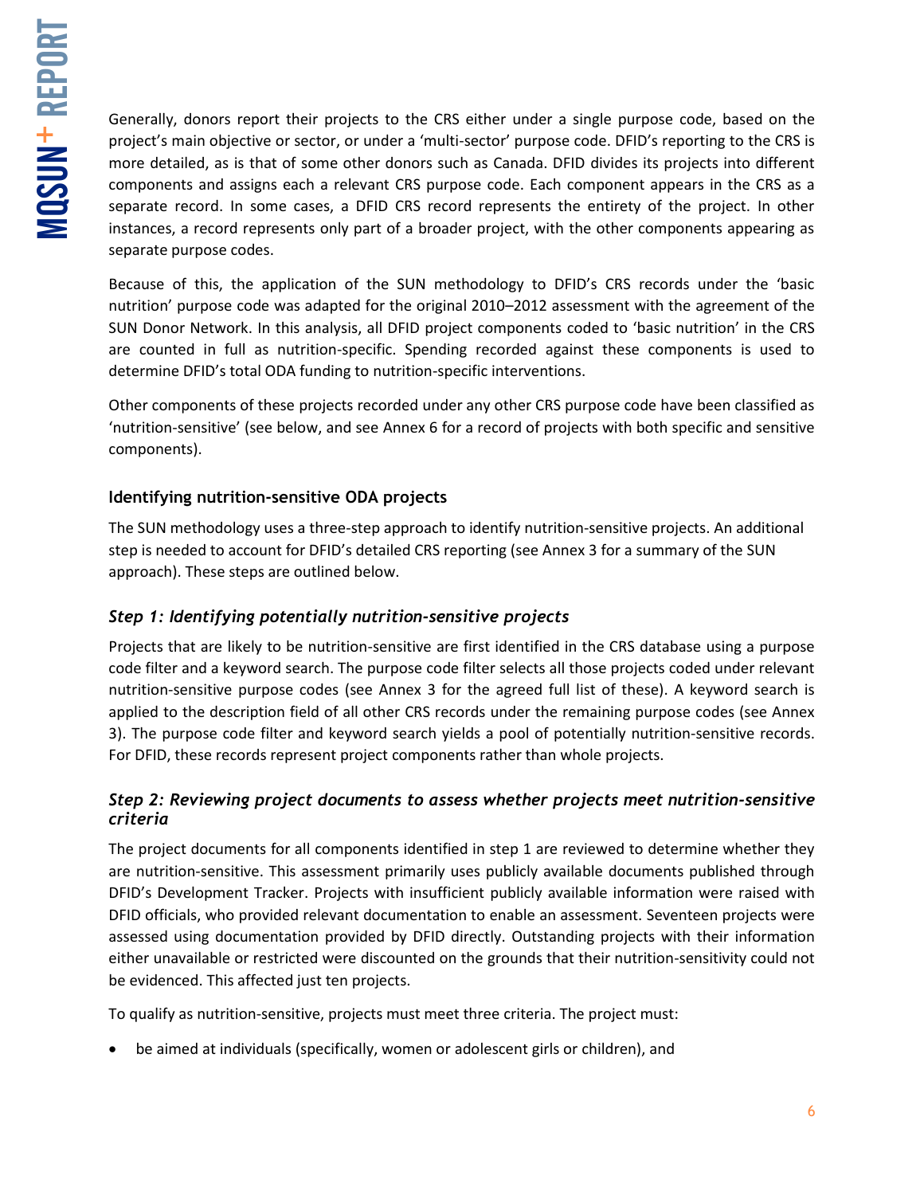Generally, donors report their projects to the CRS either under a single purpose code, based on the project's main objective or sector, or under a 'multi-sector' purpose code. DFID's reporting to the CRS is more detailed, as is that of some other donors such as Canada. DFID divides its projects into different components and assigns each a relevant CRS purpose code. Each component appears in the CRS as a separate record. In some cases, a DFID CRS record represents the entirety of the project. In other instances, a record represents only part of a broader project, with the other components appearing as separate purpose codes.

Because of this, the application of the SUN methodology to DFID's CRS records under the 'basic nutrition' purpose code was adapted for the original 2010–2012 assessment with the agreement of the SUN Donor Network. In this analysis, all DFID project components coded to 'basic nutrition' in the CRS are counted in full as nutrition-specific. Spending recorded against these components is used to determine DFID's total ODA funding to nutrition-specific interventions.

Other components of these projects recorded under any other CRS purpose code have been classified as 'nutrition-sensitive' (see below, and see Annex 6 for a record of projects with both specific and sensitive components).

### Identifying nutrition-sensitive ODA projects

The SUN methodology uses a three-step approach to identify nutrition-sensitive projects. An additional step is needed to account for DFID's detailed CRS reporting (see Annex 3 for a summary of the SUN approach). These steps are outlined below.

### *Step 1: Identifying potentially nutrition-sensitive projects*

Projects that are likely to be nutrition-sensitive are first identified in the CRS database using a purpose code filter and a keyword search. The purpose code filter selects all those projects coded under relevant nutrition-sensitive purpose codes (see Annex 3 for the agreed full list of these). A keyword search is applied to the description field of all other CRS records under the remaining purpose codes (see Annex 3). The purpose code filter and keyword search yields a pool of potentially nutrition-sensitive records. For DFID, these records represent project components rather than whole projects.

### *Step 2: Reviewing project documents to assess whether projects meet nutrition-sensitive criteria*

The project documents for all components identified in step 1 are reviewed to determine whether they are nutrition-sensitive. This assessment primarily uses publicly available documents published through DFID's Development Tracker. Projects with insufficient publicly available information were raised with DFID officials, who provided relevant documentation to enable an assessment. Seventeen projects were assessed using documentation provided by DFID directly. Outstanding projects with their information either unavailable or restricted were discounted on the grounds that their nutrition-sensitivity could not be evidenced. This affected just ten projects.

To qualify as nutrition-sensitive, projects must meet three criteria. The project must:

- be aimed at individuals (specifically, women or adolescent girls or children), and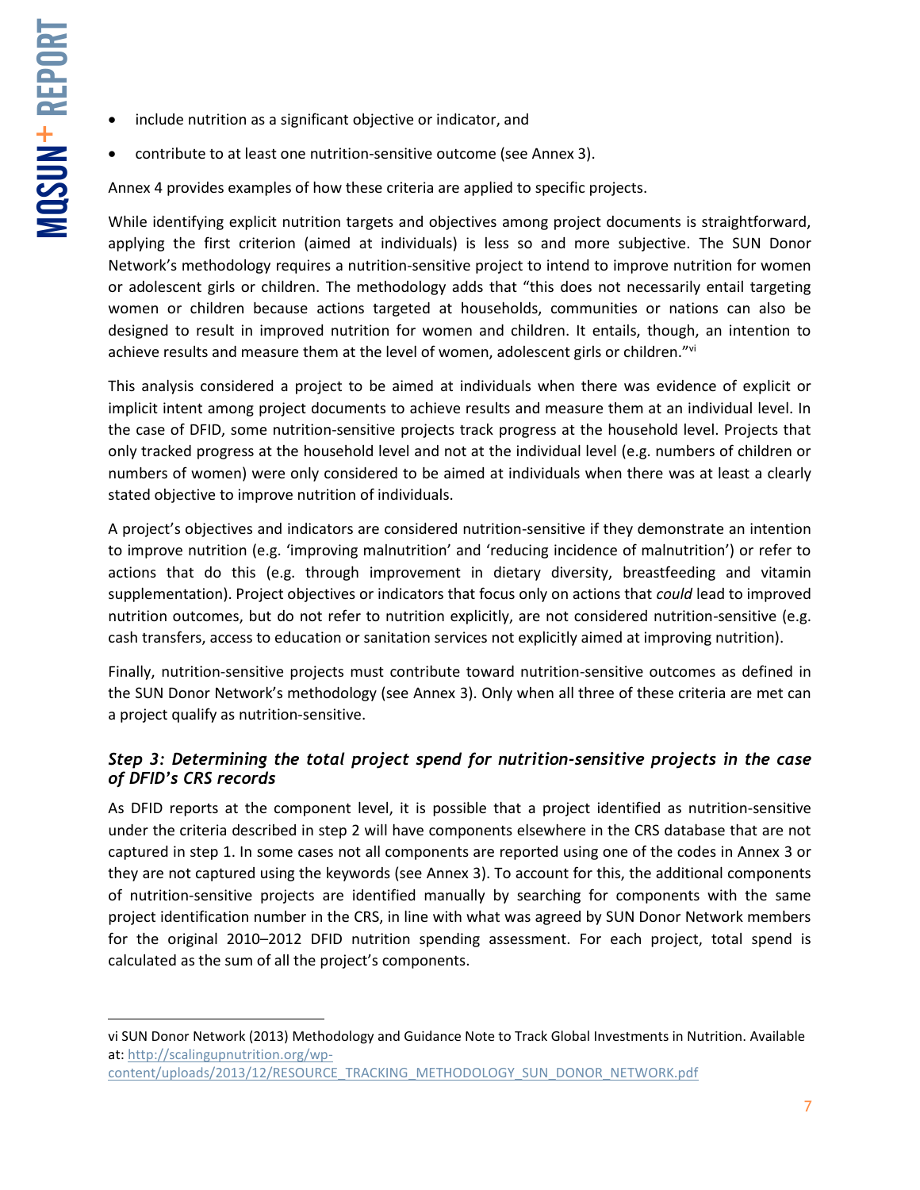- include nutrition as a significant objective or indicator, and
- contribute to at least one nutrition-sensitive outcome (see Annex 3).

Annex 4 provides examples of how these criteria are applied to specific projects.

While identifying explicit nutrition targets and objectives among project documents is straightforward, applying the first criterion (aimed at individuals) is less so and more subjective. The SUN Donor Network's methodology requires a nutrition-sensitive project to intend to improve nutrition for women or adolescent girls or children. The methodology adds that "this does not necessarily entail targeting women or children because actions targeted at households, communities or nations can also be designed to result in improved nutrition for women and children. It entails, though, an intention to achieve results and measure them at the level of women, adolescent girls or children."[vi]

This analysis considered a project to be aimed at individuals when there was evidence of explicit or implicit intent among project documents to achieve results and measure them at an individual level. In the case of DFID, some nutrition-sensitive projects track progress at the household level. Projects that only tracked progress at the household level and not at the individual level (e.g. numbers of children or numbers of women) were only considered to be aimed at individuals when there was at least a clearly stated objective to improve nutrition of individuals.

A project's objectives and indicators are considered nutrition-sensitive if they demonstrate an intention to improve nutrition (e.g. 'improving malnutrition' and 'reducing incidence of malnutrition') or refer to actions that do this (e.g. through improvement in dietary diversity, breastfeeding and vitamin supplementation). Project objectives or indicators that focus only on actions that *could* lead to improved nutrition outcomes, but do not refer to nutrition explicitly, are not considered nutrition-sensitive (e.g. cash transfers, access to education or sanitation services not explicitly aimed at improving nutrition).

Finally, nutrition-sensitive projects must contribute toward nutrition-sensitive outcomes as defined in the SUN Donor Network's methodology (see Annex 3). Only when all three of these criteria are met can a project qualify as nutrition-sensitive.

### *Step 3: Determining the total project spend for nutrition-sensitive projects in the case of DFID's CRS records*

As DFID reports at the component level, it is possible that a project identified as nutrition-sensitive under the criteria described in step 2 will have components elsewhere in the CRS database that are not captured in step 1. In some cases not all components are reported using one of the codes in Annex 3 or they are not captured using the keywords (see Annex 3). To account for this, the additional components of nutrition-sensitive projects are identified manually by searching for components with the same project identification number in the CRS, in line with what was agreed by SUN Donor Network members for the original 2010–2012 DFID nutrition spending assessment. For each project, total spend is calculated as the sum of all the project's components.

---

vi SUN Donor Network (2013) Methodology and Guidance Note to Track Global Investments in Nutrition. Available at: http://scalingupnutrition.org/wp-content/uploads/2013/12/RESOURCE_TRACKING_METHODOLOGY_SUN_DONOR_NETWORK.pdf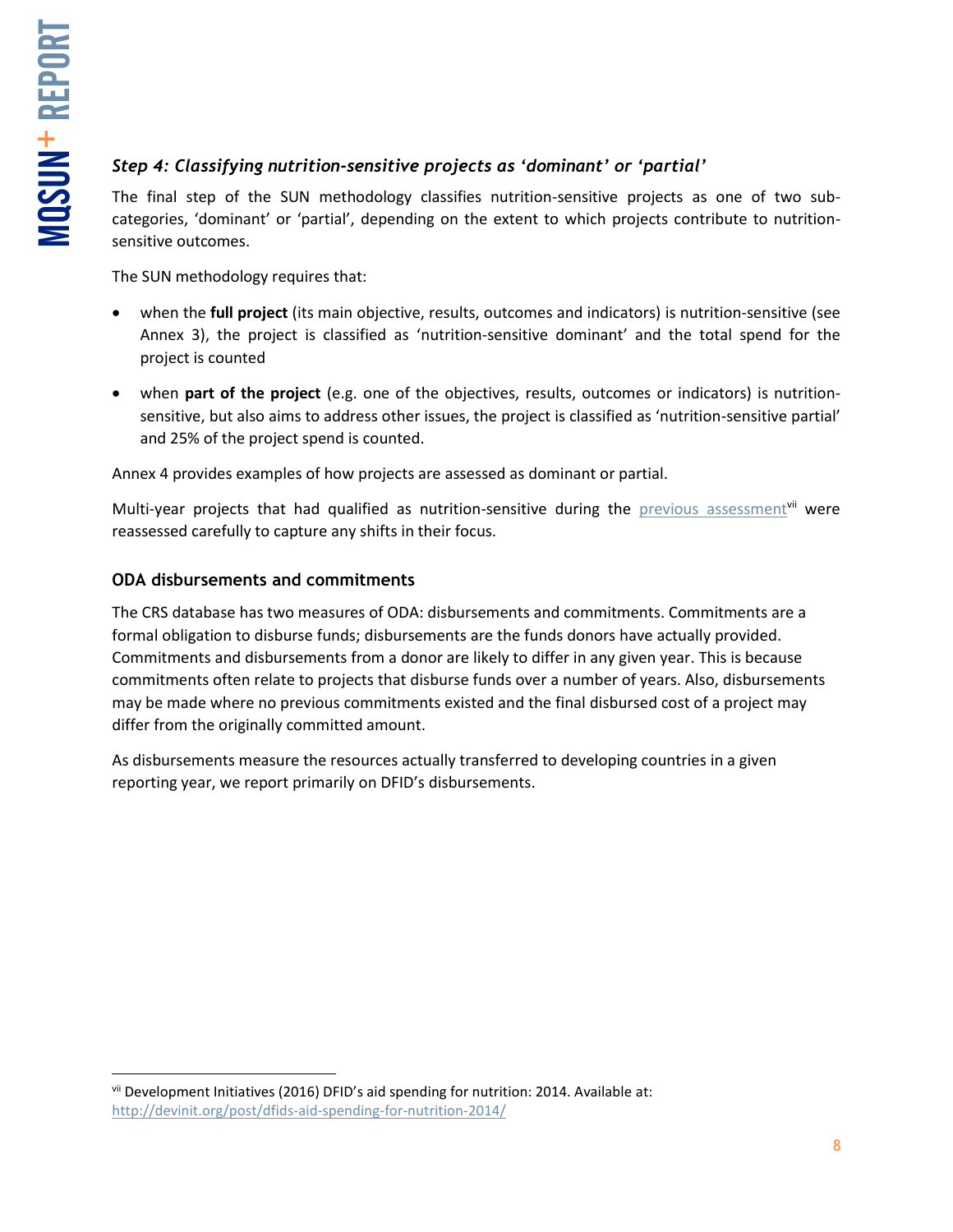### *Step 4: Classifying nutrition-sensitive projects as 'dominant' or 'partial'*

The final step of the SUN methodology classifies nutrition-sensitive projects as one of two sub-categories, 'dominant' or 'partial', depending on the extent to which projects contribute to nutrition-sensitive outcomes.

The SUN methodology requires that:

- when the **full project** (its main objective, results, outcomes and indicators) is nutrition-sensitive (see Annex 3), the project is classified as 'nutrition-sensitive dominant' and the total spend for the project is counted
- when **part of the project** (e.g. one of the objectives, results, outcomes or indicators) is nutrition-sensitive, but also aims to address other issues, the project is classified as 'nutrition-sensitive partial' and 25% of the project spend is counted.

Annex 4 provides examples of how projects are assessed as dominant or partial.

Multi-year projects that had qualified as nutrition-sensitive during the previous assessment[vii] were reassessed carefully to capture any shifts in their focus.

### ODA disbursements and commitments

The CRS database has two measures of ODA: disbursements and commitments. Commitments are a formal obligation to disburse funds; disbursements are the funds donors have actually provided. Commitments and disbursements from a donor are likely to differ in any given year. This is because commitments often relate to projects that disburse funds over a number of years. Also, disbursements may be made where no previous commitments existed and the final disbursed cost of a project may differ from the originally committed amount.

As disbursements measure the resources actually transferred to developing countries in a given reporting year, we report primarily on DFID's disbursements.

---

[vii] Development Initiatives (2016) DFID's aid spending for nutrition: 2014. Available at: http://devinit.org/post/dfids-aid-spending-for-nutrition-2014/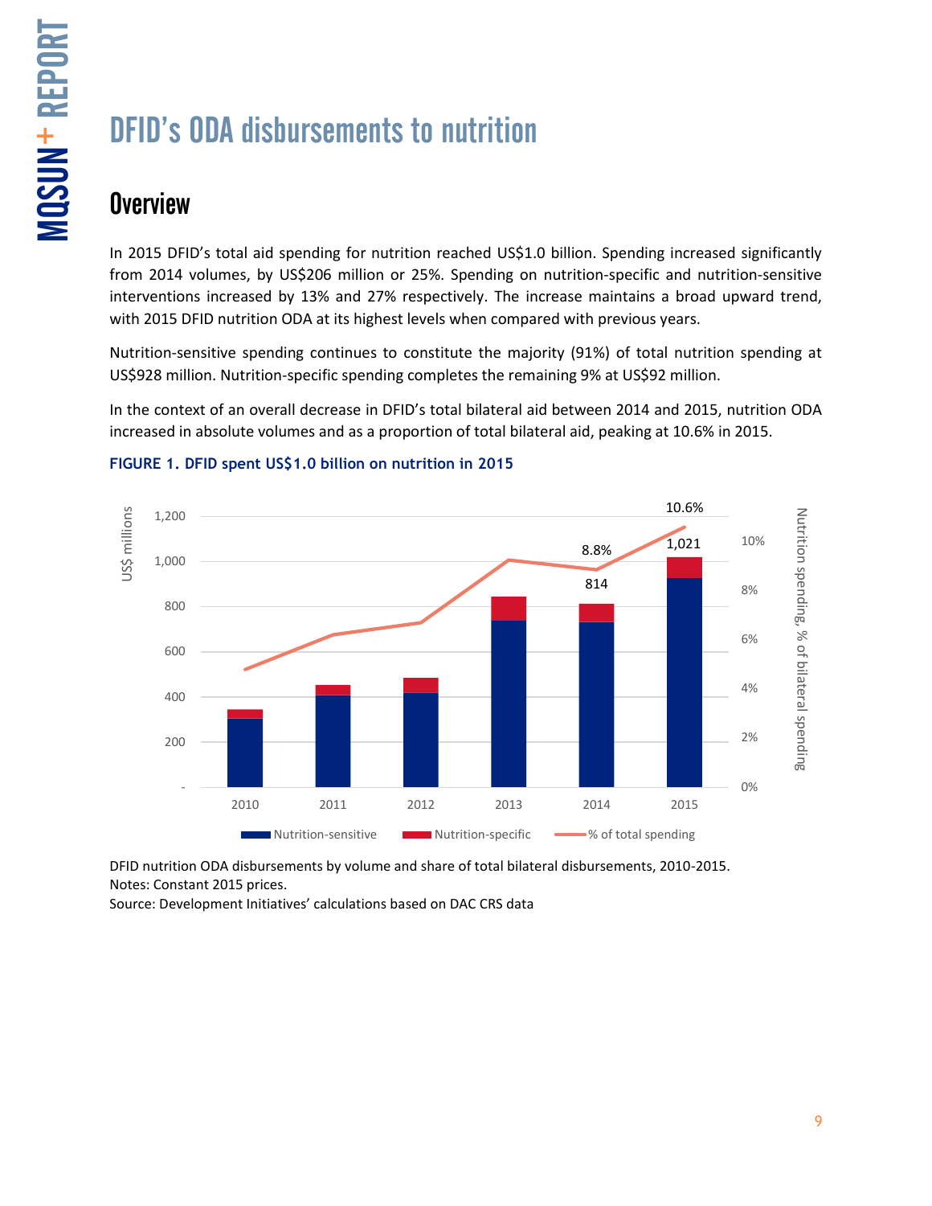# DFID's ODA disbursements to nutrition

## Overview

In 2015 DFID's total aid spending for nutrition reached US$1.0 billion. Spending increased significantly from 2014 volumes, by US$206 million or 25%. Spending on nutrition-specific and nutrition-sensitive interventions increased by 13% and 27% respectively. The increase maintains a broad upward trend, with 2015 DFID nutrition ODA at its highest levels when compared with previous years.

Nutrition-sensitive spending continues to constitute the majority (91%) of total nutrition spending at US$928 million. Nutrition-specific spending completes the remaining 9% at US$92 million.

In the context of an overall decrease in DFID's total bilateral aid between 2014 and 2015, nutrition ODA increased in absolute volumes and as a proportion of total bilateral aid, peaking at 10.6% in 2015.

**FIGURE 1. DFID spent US$1.0 billion on nutrition in 2015**

DFID nutrition ODA disbursements by volume and share of total bilateral disbursements, 2010-2015.
Notes: Constant 2015 prices.
Source: Development Initiatives' calculations based on DAC CRS data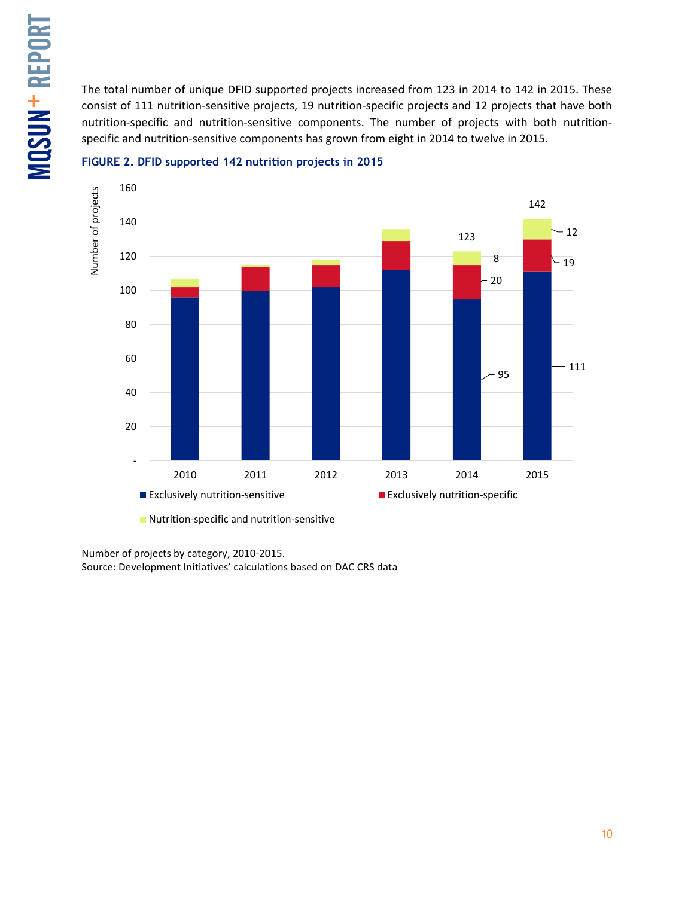The total number of unique DFID supported projects increased from 123 in 2014 to 142 in 2015. These consist of 111 nutrition-sensitive projects, 19 nutrition-specific projects and 12 projects that have both nutrition-specific and nutrition-sensitive components. The number of projects with both nutrition-specific and nutrition-sensitive components has grown from eight in 2014 to twelve in 2015.

**FIGURE 2. DFID supported 142 nutrition projects in 2015**

Number of projects by category, 2010-2015.
Source: Development Initiatives' calculations based on DAC CRS data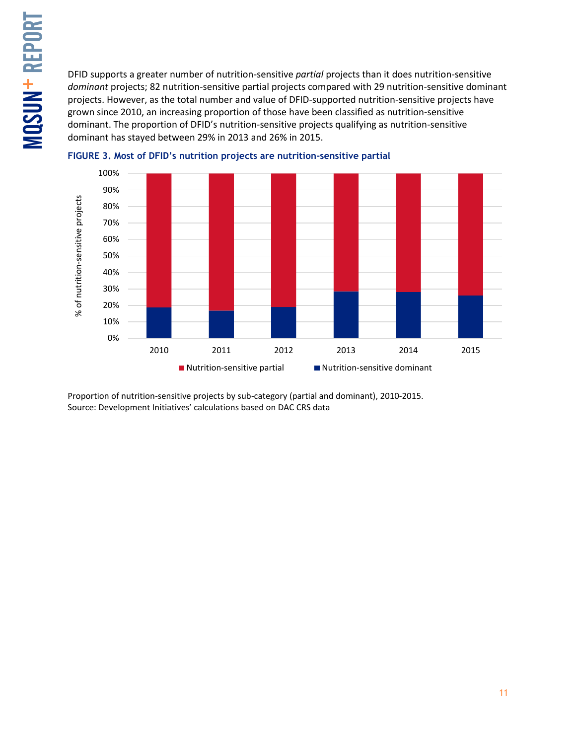DFID supports a greater number of nutrition-sensitive *partial* projects than it does nutrition-sensitive *dominant* projects; 82 nutrition-sensitive partial projects compared with 29 nutrition-sensitive dominant projects. However, as the total number and value of DFID-supported nutrition-sensitive projects have grown since 2010, an increasing proportion of those have been classified as nutrition-sensitive dominant. The proportion of DFID's nutrition-sensitive projects qualifying as nutrition-sensitive dominant has stayed between 29% in 2013 and 26% in 2015.

**FIGURE 3. Most of DFID's nutrition projects are nutrition-sensitive partial**

Proportion of nutrition-sensitive projects by sub-category (partial and dominant), 2010-2015.
Source: Development Initiatives' calculations based on DAC CRS data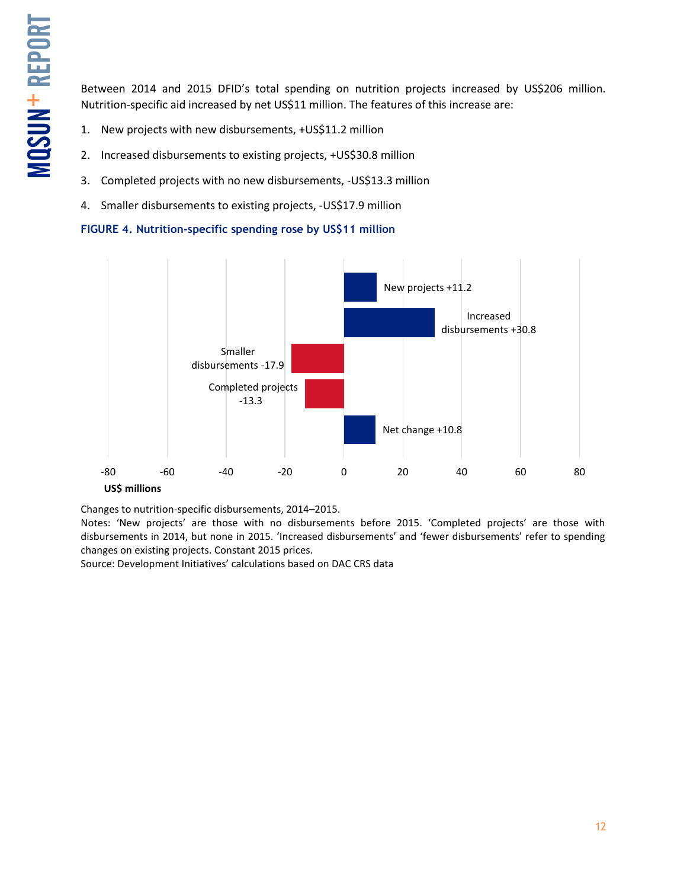Between 2014 and 2015 DFID's total spending on nutrition projects increased by US$206 million. Nutrition-specific aid increased by net US$11 million. The features of this increase are:

1. New projects with new disbursements, +US$11.2 million
2. Increased disbursements to existing projects, +US$30.8 million
3. Completed projects with no new disbursements, -US$13.3 million
4. Smaller disbursements to existing projects, -US$17.9 million

**FIGURE 4. Nutrition-specific spending rose by US$11 million**

| Category | US$ millions |
| --- | --- |
| New projects | +11.2 |
| Increased disbursements | +30.8 |
| Smaller disbursements | -17.9 |
| Completed projects | -13.3 |
| Net change | +10.8 |

Changes to nutrition-specific disbursements, 2014–2015.
Notes: 'New projects' are those with no disbursements before 2015. 'Completed projects' are those with disbursements in 2014, but none in 2015. 'Increased disbursements' and 'fewer disbursements' refer to spending changes on existing projects. Constant 2015 prices.
Source: Development Initiatives' calculations based on DAC CRS data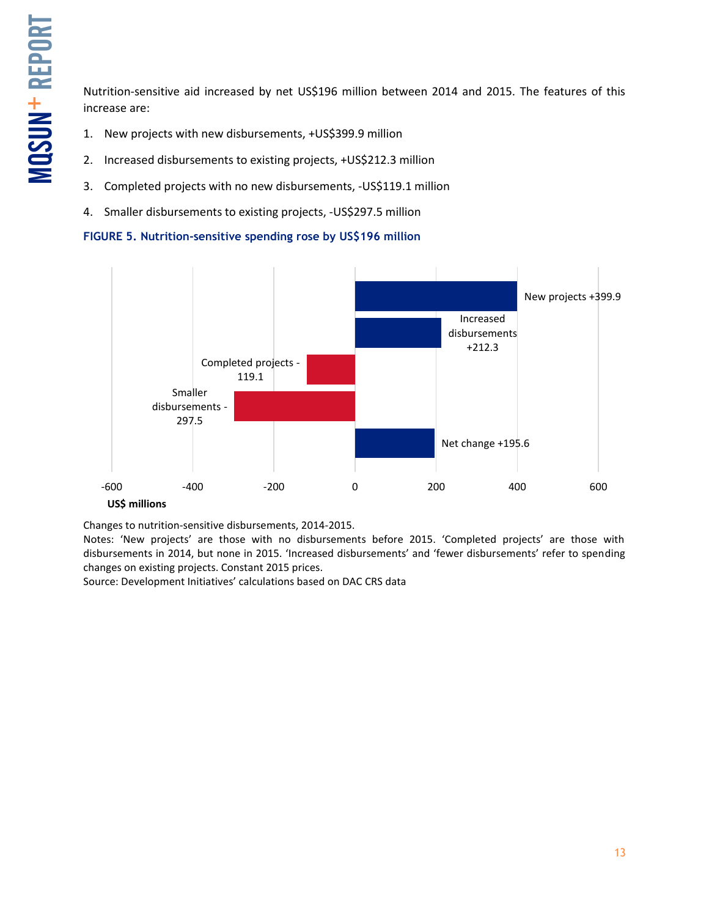Nutrition-sensitive aid increased by net US$196 million between 2014 and 2015. The features of this increase are:

1. New projects with new disbursements, +US$399.9 million
2. Increased disbursements to existing projects, +US$212.3 million
3. Completed projects with no new disbursements, -US$119.1 million
4. Smaller disbursements to existing projects, -US$297.5 million

**FIGURE 5. Nutrition-sensitive spending rose by US$196 million**

| Category | US$ millions |
|---|---|
| New projects | +399.9 |
| Increased disbursements | +212.3 |
| Completed projects | -119.1 |
| Smaller disbursements | -297.5 |
| Net change | +195.6 |

Changes to nutrition-sensitive disbursements, 2014-2015.

Notes: 'New projects' are those with no disbursements before 2015. 'Completed projects' are those with disbursements in 2014, but none in 2015. 'Increased disbursements' and 'fewer disbursements' refer to spending changes on existing projects. Constant 2015 prices.

Source: Development Initiatives' calculations based on DAC CRS data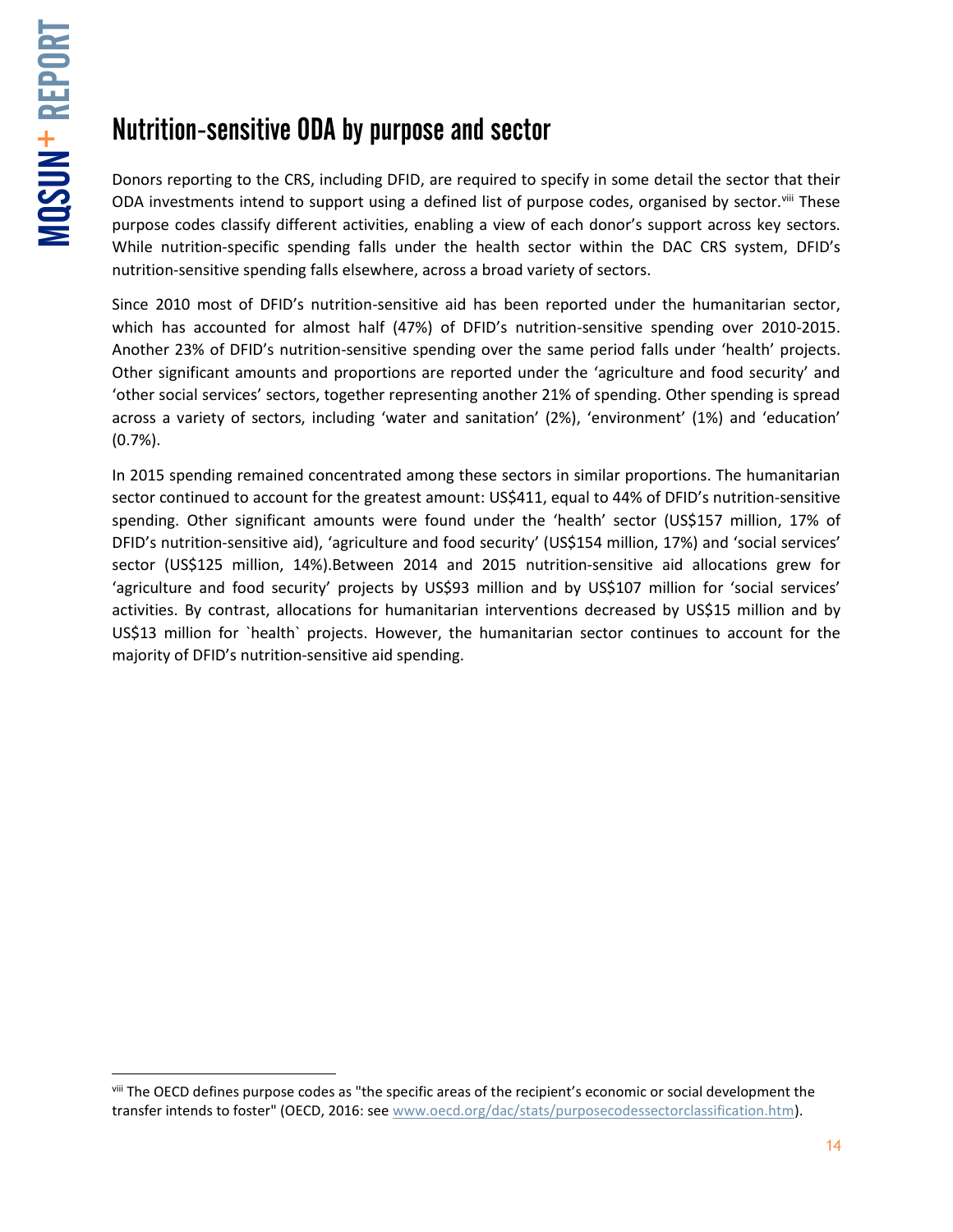## Nutrition-sensitive ODA by purpose and sector

Donors reporting to the CRS, including DFID, are required to specify in some detail the sector that their ODA investments intend to support using a defined list of purpose codes, organised by sector.[viii] These purpose codes classify different activities, enabling a view of each donor's support across key sectors. While nutrition-specific spending falls under the health sector within the DAC CRS system, DFID's nutrition-sensitive spending falls elsewhere, across a broad variety of sectors.

Since 2010 most of DFID's nutrition-sensitive aid has been reported under the humanitarian sector, which has accounted for almost half (47%) of DFID's nutrition-sensitive spending over 2010-2015. Another 23% of DFID's nutrition-sensitive spending over the same period falls under 'health' projects. Other significant amounts and proportions are reported under the 'agriculture and food security' and 'other social services' sectors, together representing another 21% of spending. Other spending is spread across a variety of sectors, including 'water and sanitation' (2%), 'environment' (1%) and 'education' (0.7%).

In 2015 spending remained concentrated among these sectors in similar proportions. The humanitarian sector continued to account for the greatest amount: US$411, equal to 44% of DFID's nutrition-sensitive spending. Other significant amounts were found under the 'health' sector (US$157 million, 17% of DFID's nutrition-sensitive aid), 'agriculture and food security' (US$154 million, 17%) and 'social services' sector (US$125 million, 14%).Between 2014 and 2015 nutrition-sensitive aid allocations grew for 'agriculture and food security' projects by US$93 million and by US$107 million for 'social services' activities. By contrast, allocations for humanitarian interventions decreased by US$15 million and by US$13 million for `health` projects. However, the humanitarian sector continues to account for the majority of DFID's nutrition-sensitive aid spending.

---

[viii] The OECD defines purpose codes as "the specific areas of the recipient's economic or social development the transfer intends to foster" (OECD, 2016: see www.oecd.org/dac/stats/purposecodessectorclassification.htm).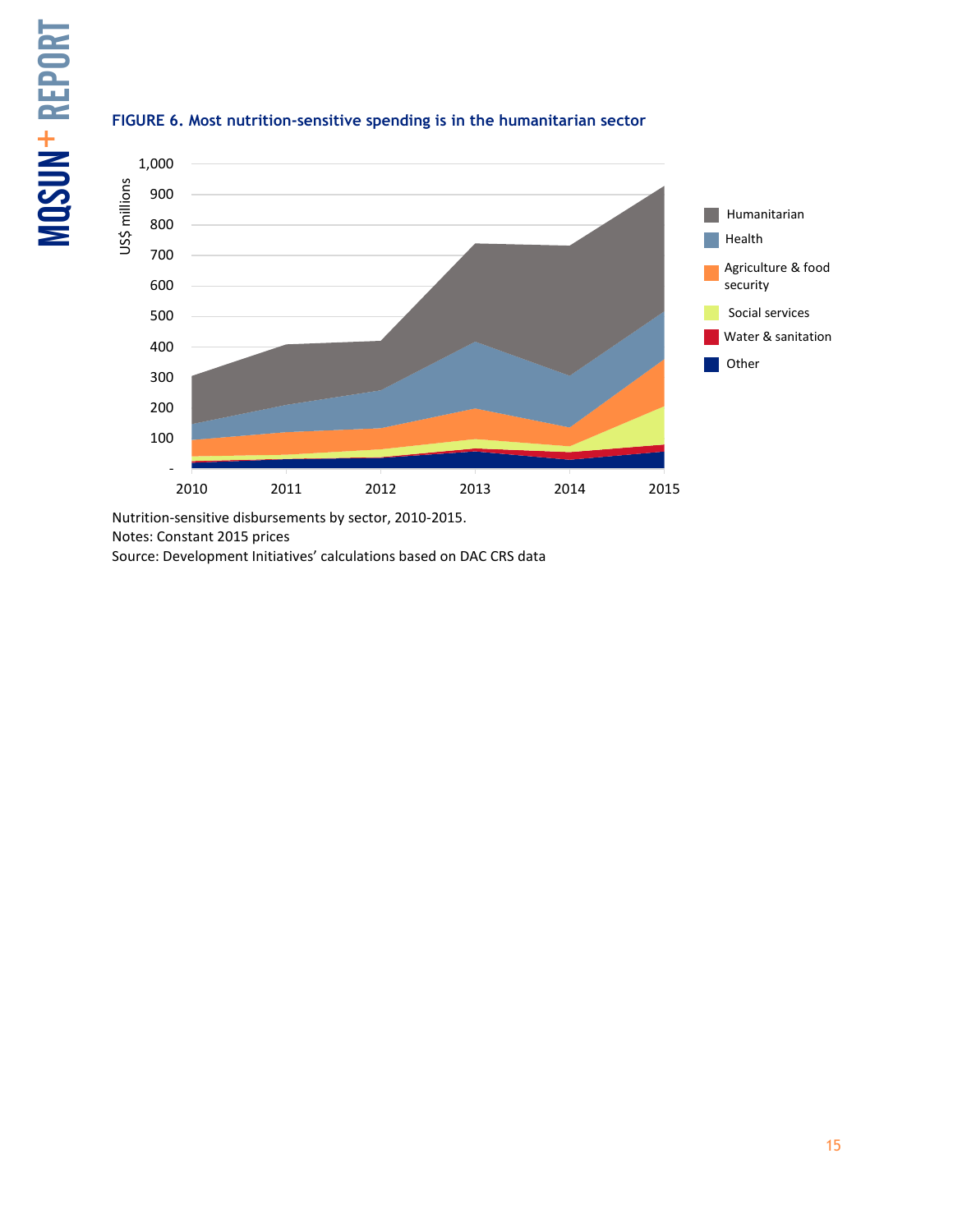**FIGURE 6. Most nutrition-sensitive spending is in the humanitarian sector**

Nutrition-sensitive disbursements by sector, 2010-2015.
Notes: Constant 2015 prices
Source: Development Initiatives' calculations based on DAC CRS data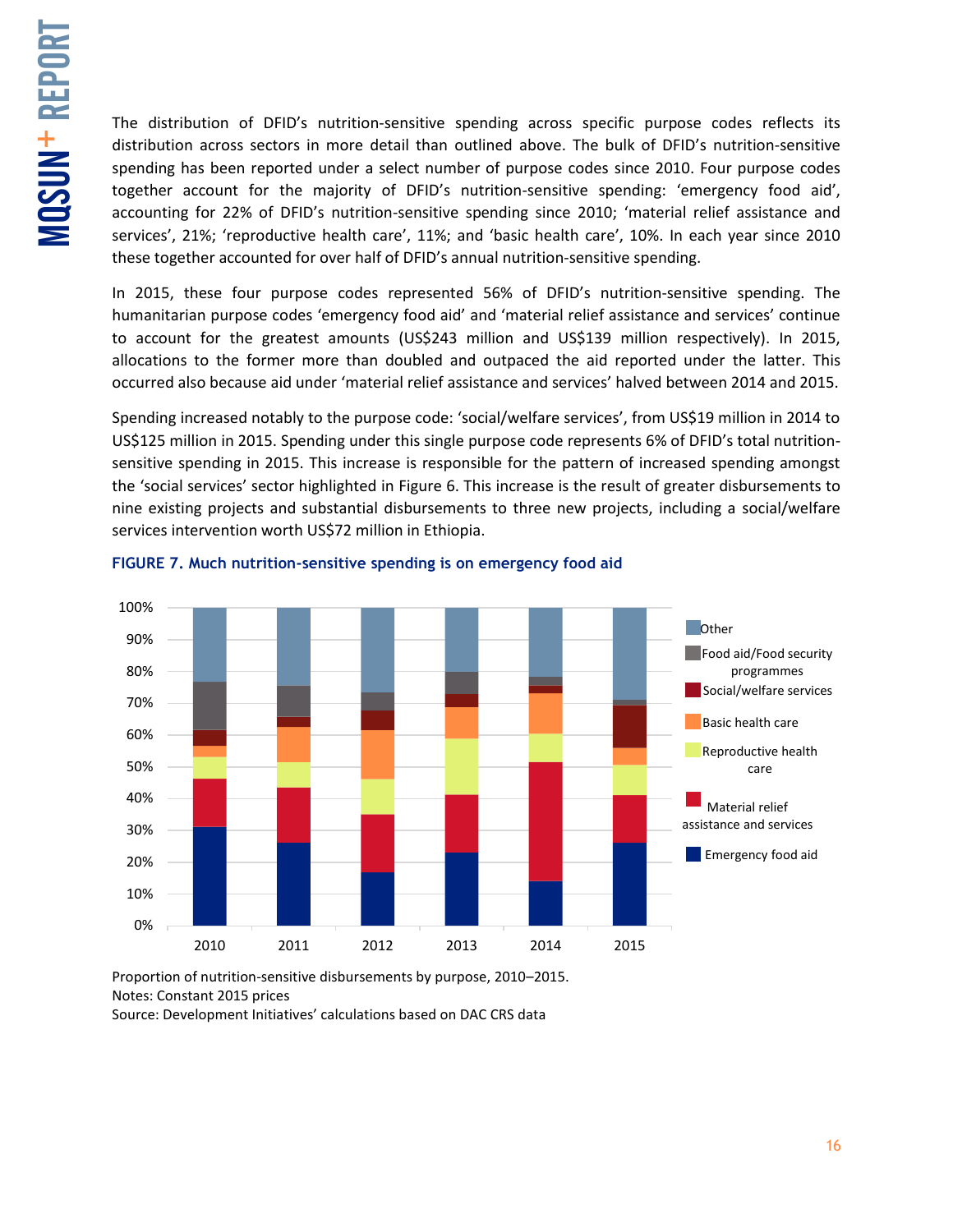The distribution of DFID's nutrition-sensitive spending across specific purpose codes reflects its distribution across sectors in more detail than outlined above. The bulk of DFID's nutrition-sensitive spending has been reported under a select number of purpose codes since 2010. Four purpose codes together account for the majority of DFID's nutrition-sensitive spending: 'emergency food aid', accounting for 22% of DFID's nutrition-sensitive spending since 2010; 'material relief assistance and services', 21%; 'reproductive health care', 11%; and 'basic health care', 10%. In each year since 2010 these together accounted for over half of DFID's annual nutrition-sensitive spending.

In 2015, these four purpose codes represented 56% of DFID's nutrition-sensitive spending. The humanitarian purpose codes 'emergency food aid' and 'material relief assistance and services' continue to account for the greatest amounts (US$243 million and US$139 million respectively). In 2015, allocations to the former more than doubled and outpaced the aid reported under the latter. This occurred also because aid under 'material relief assistance and services' halved between 2014 and 2015.

Spending increased notably to the purpose code: 'social/welfare services', from US$19 million in 2014 to US$125 million in 2015. Spending under this single purpose code represents 6% of DFID's total nutrition-sensitive spending in 2015. This increase is responsible for the pattern of increased spending amongst the 'social services' sector highlighted in Figure 6. This increase is the result of greater disbursements to nine existing projects and substantial disbursements to three new projects, including a social/welfare services intervention worth US$72 million in Ethiopia.

**FIGURE 7. Much nutrition-sensitive spending is on emergency food aid**

Proportion of nutrition-sensitive disbursements by purpose, 2010–2015.
Notes: Constant 2015 prices
Source: Development Initiatives' calculations based on DAC CRS data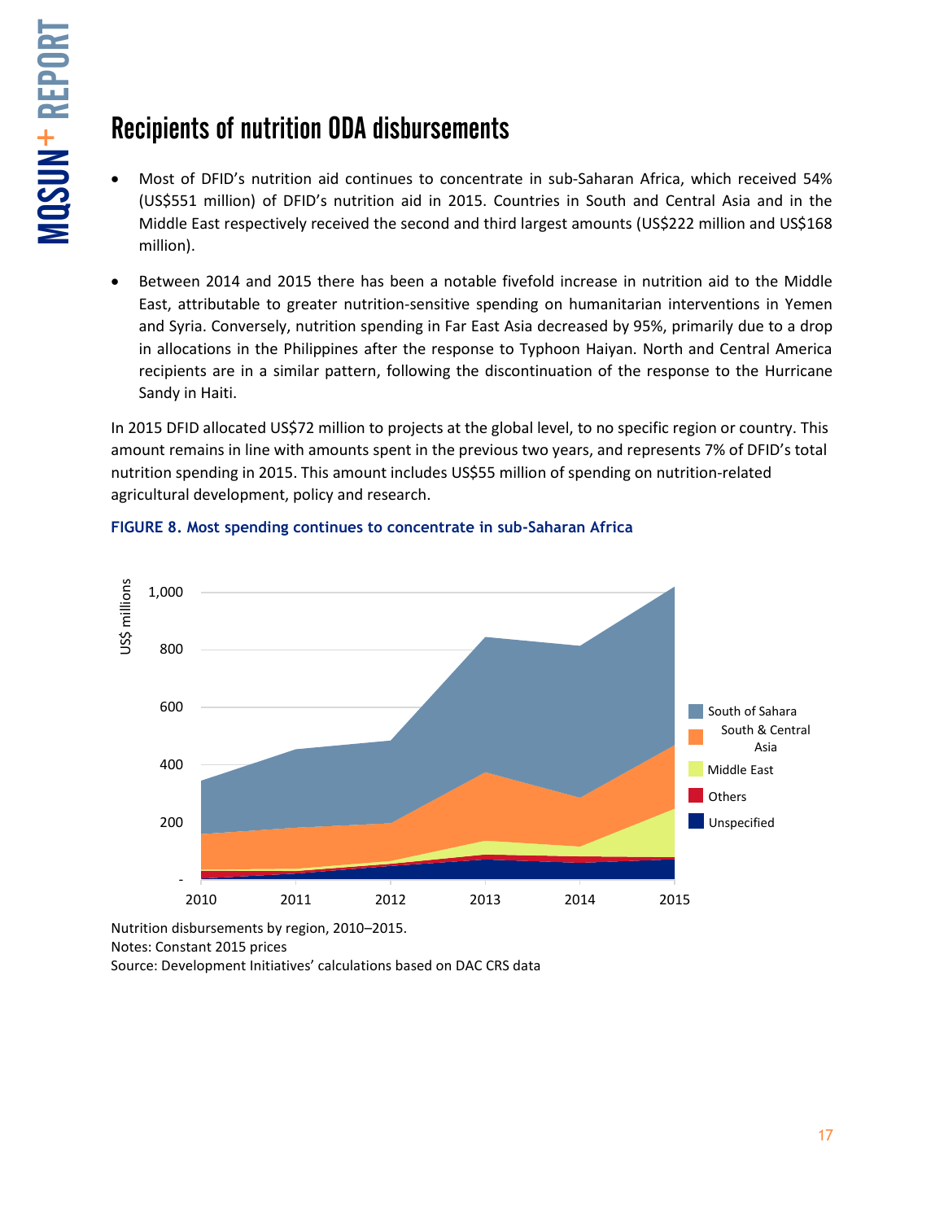## Recipients of nutrition ODA disbursements

- Most of DFID's nutrition aid continues to concentrate in sub-Saharan Africa, which received 54% (US$551 million) of DFID's nutrition aid in 2015. Countries in South and Central Asia and in the Middle East respectively received the second and third largest amounts (US$222 million and US$168 million).
- Between 2014 and 2015 there has been a notable fivefold increase in nutrition aid to the Middle East, attributable to greater nutrition-sensitive spending on humanitarian interventions in Yemen and Syria. Conversely, nutrition spending in Far East Asia decreased by 95%, primarily due to a drop in allocations in the Philippines after the response to Typhoon Haiyan. North and Central America recipients are in a similar pattern, following the discontinuation of the response to the Hurricane Sandy in Haiti.

In 2015 DFID allocated US$72 million to projects at the global level, to no specific region or country. This amount remains in line with amounts spent in the previous two years, and represents 7% of DFID's total nutrition spending in 2015. This amount includes US$55 million of spending on nutrition-related agricultural development, policy and research.

**FIGURE 8. Most spending continues to concentrate in sub-Saharan Africa**

Nutrition disbursements by region, 2010–2015.
Notes: Constant 2015 prices
Source: Development Initiatives' calculations based on DAC CRS data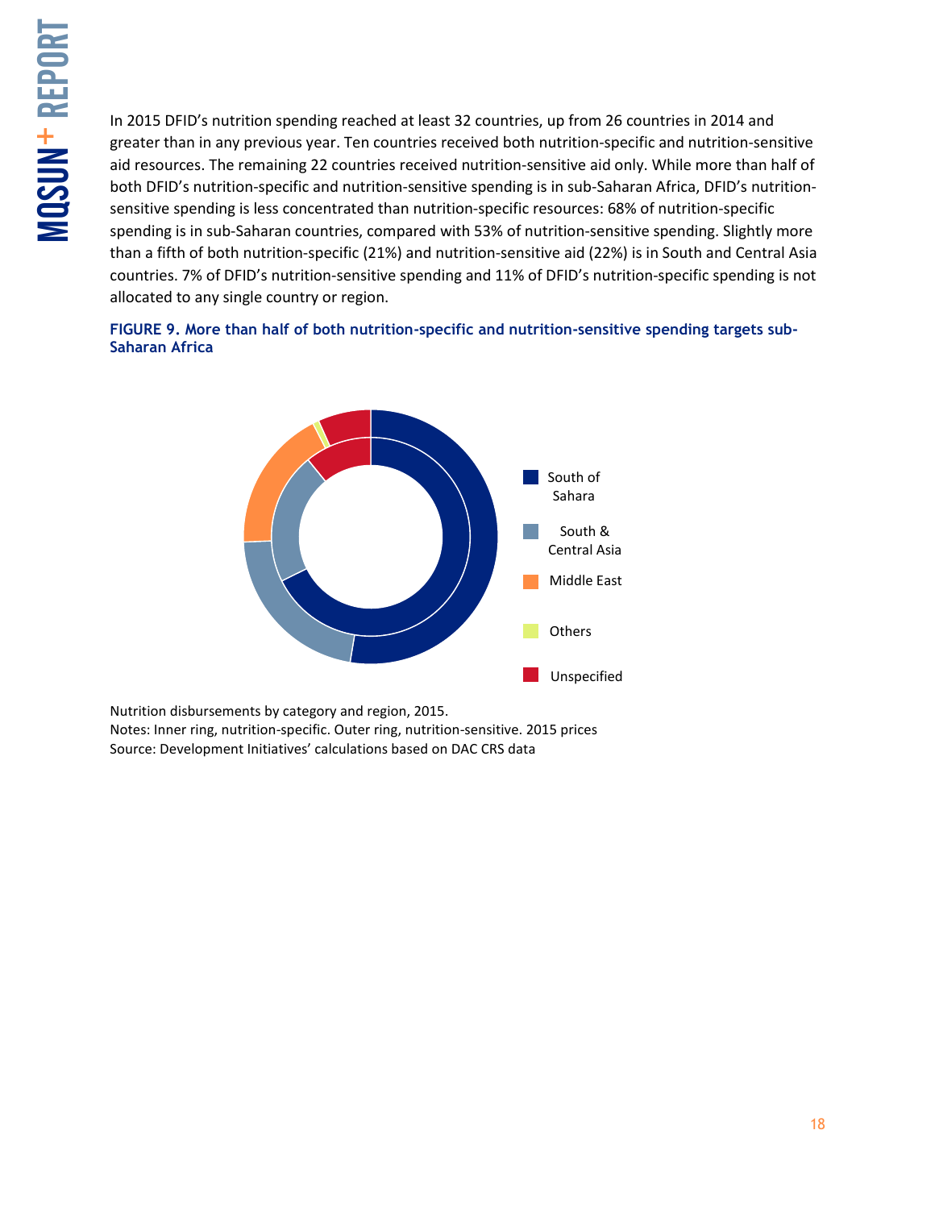In 2015 DFID's nutrition spending reached at least 32 countries, up from 26 countries in 2014 and greater than in any previous year. Ten countries received both nutrition-specific and nutrition-sensitive aid resources. The remaining 22 countries received nutrition-sensitive aid only. While more than half of both DFID's nutrition-specific and nutrition-sensitive spending is in sub-Saharan Africa, DFID's nutrition-sensitive spending is less concentrated than nutrition-specific resources: 68% of nutrition-specific spending is in sub-Saharan countries, compared with 53% of nutrition-sensitive spending. Slightly more than a fifth of both nutrition-specific (21%) and nutrition-sensitive aid (22%) is in South and Central Asia countries. 7% of DFID's nutrition-sensitive spending and 11% of DFID's nutrition-specific spending is not allocated to any single country or region.

**FIGURE 9. More than half of both nutrition-specific and nutrition-sensitive spending targets sub-Saharan Africa**

Nutrition disbursements by category and region, 2015.
Notes: Inner ring, nutrition-specific. Outer ring, nutrition-sensitive. 2015 prices
Source: Development Initiatives' calculations based on DAC CRS data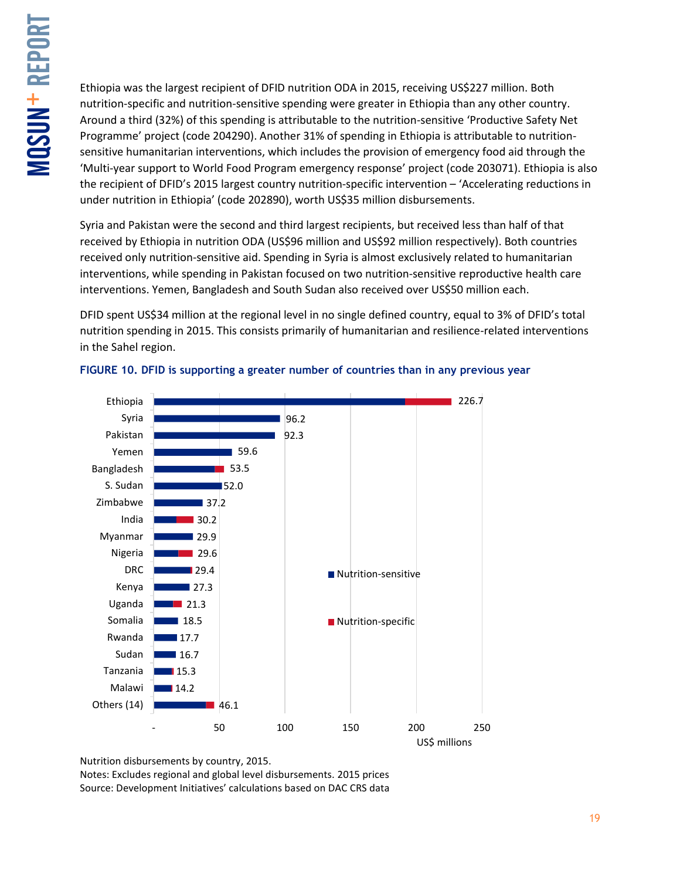Ethiopia was the largest recipient of DFID nutrition ODA in 2015, receiving US$227 million. Both nutrition-specific and nutrition-sensitive spending were greater in Ethiopia than any other country. Around a third (32%) of this spending is attributable to the nutrition-sensitive 'Productive Safety Net Programme' project (code 204290). Another 31% of spending in Ethiopia is attributable to nutrition-sensitive humanitarian interventions, which includes the provision of emergency food aid through the 'Multi-year support to World Food Program emergency response' project (code 203071). Ethiopia is also the recipient of DFID's 2015 largest country nutrition-specific intervention – 'Accelerating reductions in under nutrition in Ethiopia' (code 202890), worth US$35 million disbursements.

Syria and Pakistan were the second and third largest recipients, but received less than half of that received by Ethiopia in nutrition ODA (US$96 million and US$92 million respectively). Both countries received only nutrition-sensitive aid. Spending in Syria is almost exclusively related to humanitarian interventions, while spending in Pakistan focused on two nutrition-sensitive reproductive health care interventions. Yemen, Bangladesh and South Sudan also received over US$50 million each.

DFID spent US$34 million at the regional level in no single defined country, equal to 3% of DFID's total nutrition spending in 2015. This consists primarily of humanitarian and resilience-related interventions in the Sahel region.

**FIGURE 10. DFID is supporting a greater number of countries than in any previous year**

| Country | Total (US$ millions) |
|---|---|
| Ethiopia | 226.7 |
| Syria | 96.2 |
| Pakistan | 92.3 |
| Yemen | 59.6 |
| Bangladesh | 53.5 |
| S. Sudan | 52.0 |
| Zimbabwe | 37.2 |
| India | 30.2 |
| Myanmar | 29.9 |
| Nigeria | 29.6 |
| DRC | 29.4 |
| Kenya | 27.3 |
| Uganda | 21.3 |
| Somalia | 18.5 |
| Rwanda | 17.7 |
| Sudan | 16.7 |
| Tanzania | 15.3 |
| Malawi | 14.2 |
| Others (14) | 46.1 |

Legend: Nutrition-sensitive; Nutrition-specific. Axis: US$ millions (-, 50, 100, 150, 200, 250)

Nutrition disbursements by country, 2015.
Notes: Excludes regional and global level disbursements. 2015 prices
Source: Development Initiatives' calculations based on DAC CRS data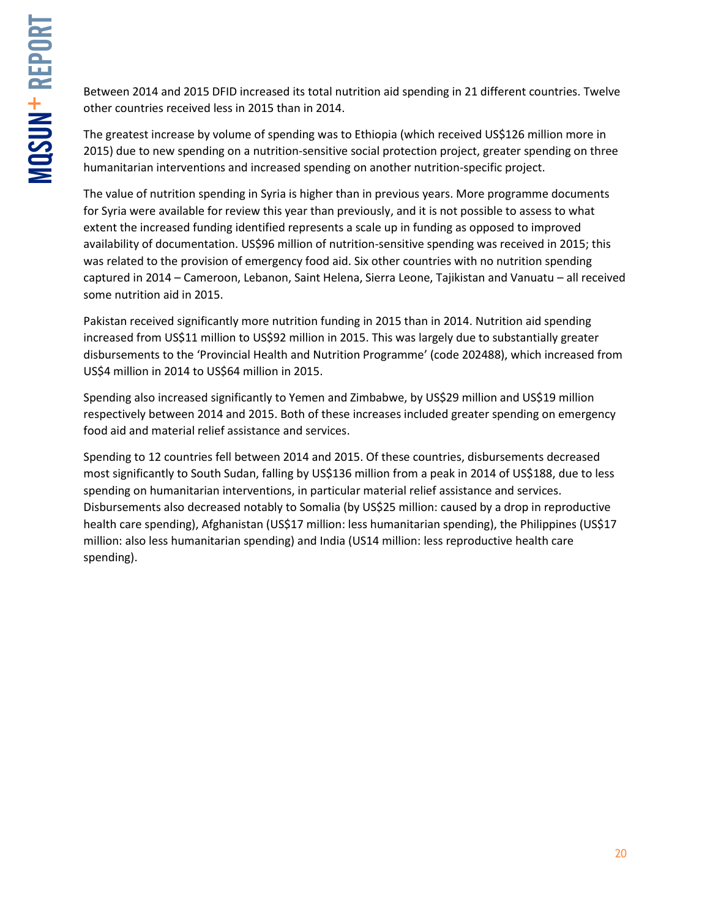Between 2014 and 2015 DFID increased its total nutrition aid spending in 21 different countries. Twelve other countries received less in 2015 than in 2014.

The greatest increase by volume of spending was to Ethiopia (which received US$126 million more in 2015) due to new spending on a nutrition-sensitive social protection project, greater spending on three humanitarian interventions and increased spending on another nutrition-specific project.

The value of nutrition spending in Syria is higher than in previous years. More programme documents for Syria were available for review this year than previously, and it is not possible to assess to what extent the increased funding identified represents a scale up in funding as opposed to improved availability of documentation. US$96 million of nutrition-sensitive spending was received in 2015; this was related to the provision of emergency food aid. Six other countries with no nutrition spending captured in 2014 – Cameroon, Lebanon, Saint Helena, Sierra Leone, Tajikistan and Vanuatu – all received some nutrition aid in 2015.

Pakistan received significantly more nutrition funding in 2015 than in 2014. Nutrition aid spending increased from US$11 million to US$92 million in 2015. This was largely due to substantially greater disbursements to the 'Provincial Health and Nutrition Programme' (code 202488), which increased from US$4 million in 2014 to US$64 million in 2015.

Spending also increased significantly to Yemen and Zimbabwe, by US$29 million and US$19 million respectively between 2014 and 2015. Both of these increases included greater spending on emergency food aid and material relief assistance and services.

Spending to 12 countries fell between 2014 and 2015. Of these countries, disbursements decreased most significantly to South Sudan, falling by US$136 million from a peak in 2014 of US$188, due to less spending on humanitarian interventions, in particular material relief assistance and services. Disbursements also decreased notably to Somalia (by US$25 million: caused by a drop in reproductive health care spending), Afghanistan (US$17 million: less humanitarian spending), the Philippines (US$17 million: also less humanitarian spending) and India (US14 million: less reproductive health care spending).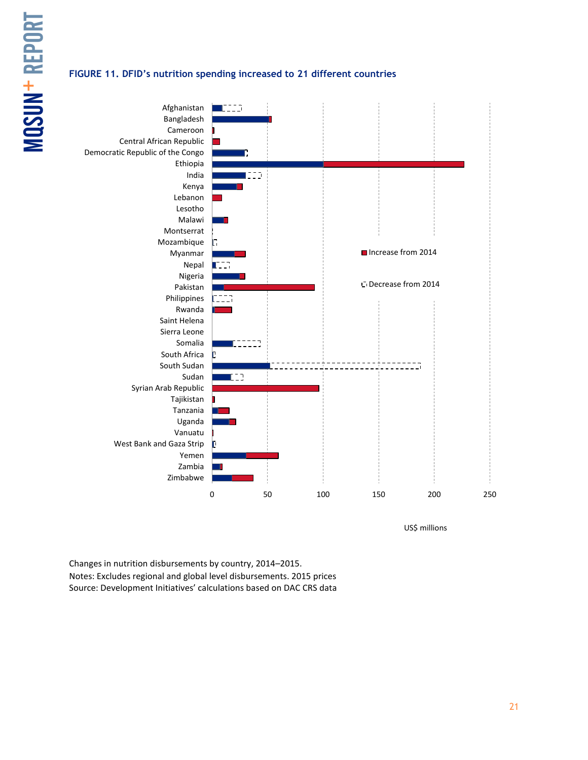**FIGURE 11. DFID's nutrition spending increased to 21 different countries**

Afghanistan
Bangladesh
Cameroon
Central African Republic
Democratic Republic of the Congo
Ethiopia
India
Kenya
Lebanon
Lesotho
Malawi
Montserrat
Mozambique
Myanmar
Nepal
Nigeria
Pakistan
Philippines
Rwanda
Saint Helena
Sierra Leone
Somalia
South Africa
South Sudan
Sudan
Syrian Arab Republic
Tajikistan
Tanzania
Uganda
Vanuatu
West Bank and Gaza Strip
Yemen
Zambia
Zimbabwe

0 50 100 150 200 250

US$ millions

Increase from 2014

Decrease from 2014

Changes in nutrition disbursements by country, 2014–2015.
Notes: Excludes regional and global level disbursements. 2015 prices
Source: Development Initiatives' calculations based on DAC CRS data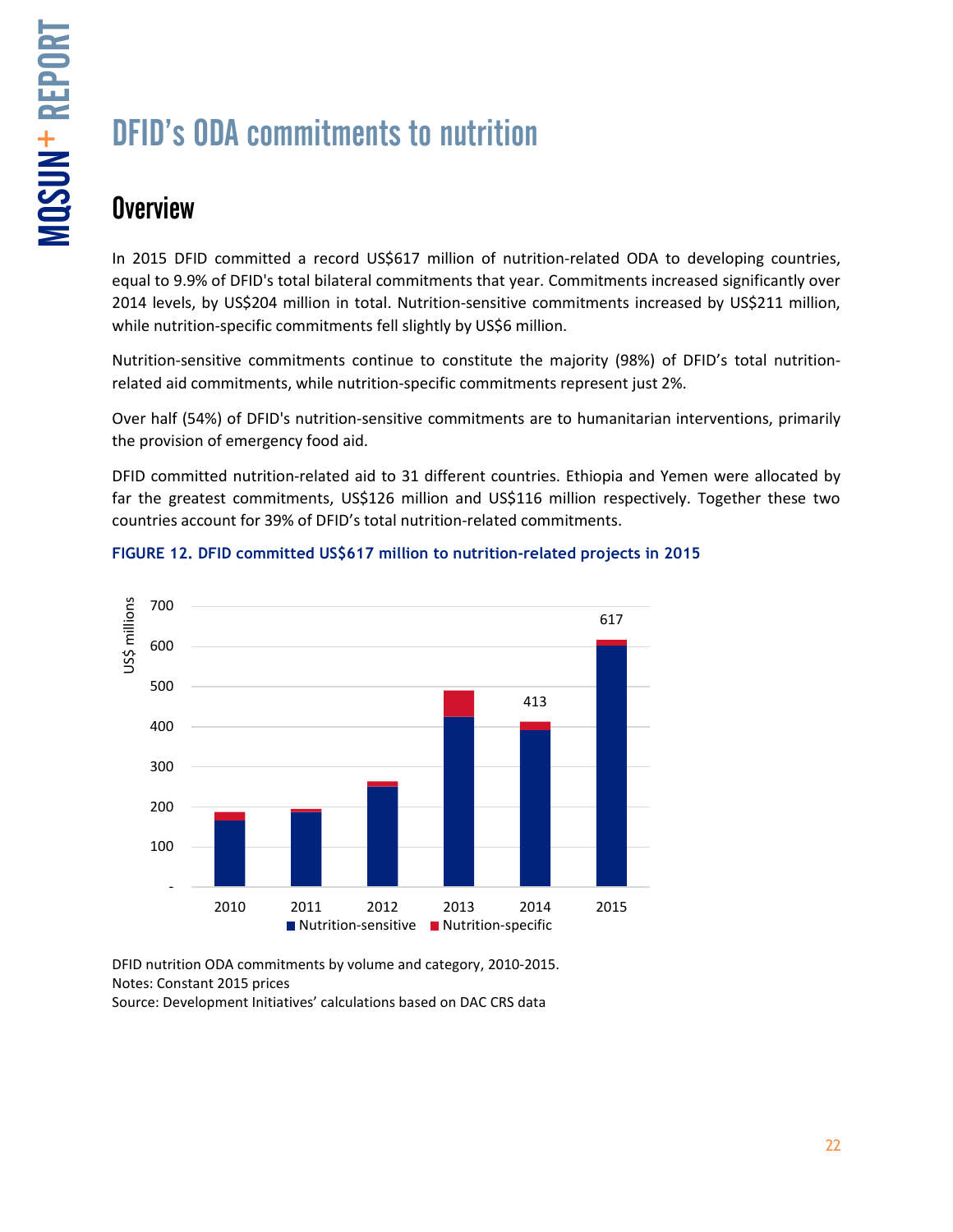# DFID's ODA commitments to nutrition

## Overview

In 2015 DFID committed a record US$617 million of nutrition-related ODA to developing countries, equal to 9.9% of DFID's total bilateral commitments that year. Commitments increased significantly over 2014 levels, by US$204 million in total. Nutrition-sensitive commitments increased by US$211 million, while nutrition-specific commitments fell slightly by US$6 million.

Nutrition-sensitive commitments continue to constitute the majority (98%) of DFID's total nutrition-related aid commitments, while nutrition-specific commitments represent just 2%.

Over half (54%) of DFID's nutrition-sensitive commitments are to humanitarian interventions, primarily the provision of emergency food aid.

DFID committed nutrition-related aid to 31 different countries. Ethiopia and Yemen were allocated by far the greatest commitments, US$126 million and US$116 million respectively. Together these two countries account for 39% of DFID's total nutrition-related commitments.

**FIGURE 12. DFID committed US$617 million to nutrition-related projects in 2015**

DFID nutrition ODA commitments by volume and category, 2010-2015.
Notes: Constant 2015 prices
Source: Development Initiatives' calculations based on DAC CRS data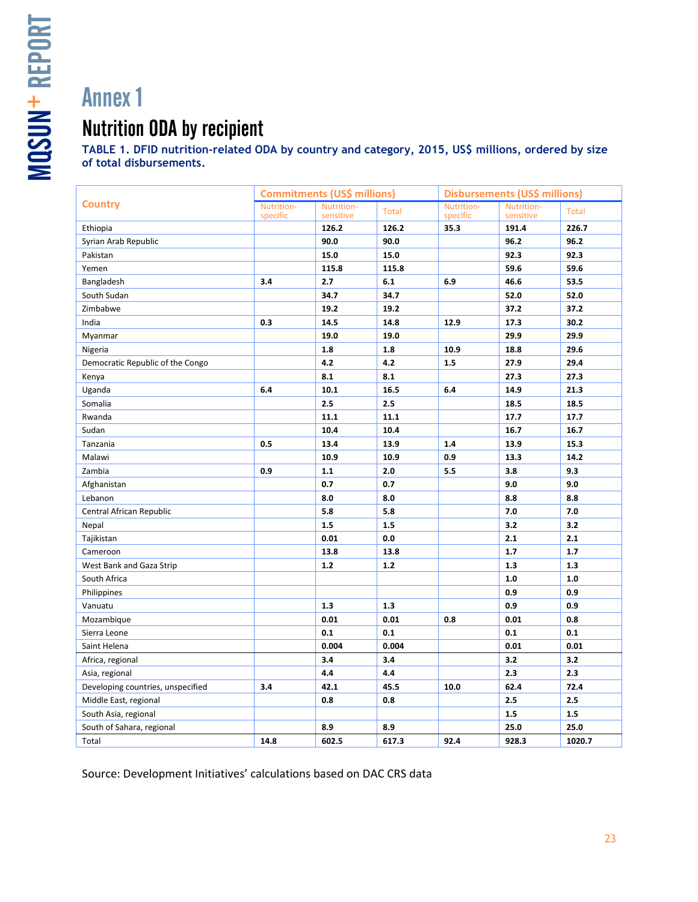# Annex 1

## Nutrition ODA by recipient

**TABLE 1. DFID nutrition-related ODA by country and category, 2015, US$ millions, ordered by size of total disbursements.**

| Country | Commitments (US$ millions) | | | Disbursements (US$ millions) | | |
|---|---|---|---|---|---|---|
| | Nutrition-specific | Nutrition-sensitive | Total | Nutrition-specific | Nutrition-sensitive | Total |
| Ethiopia | | **126.2** | **126.2** | **35.3** | **191.4** | **226.7** |
| Syrian Arab Republic | | **90.0** | **90.0** | | **96.2** | **96.2** |
| Pakistan | | **15.0** | **15.0** | | **92.3** | **92.3** |
| Yemen | | **115.8** | **115.8** | | **59.6** | **59.6** |
| Bangladesh | **3.4** | **2.7** | **6.1** | **6.9** | **46.6** | **53.5** |
| South Sudan | | **34.7** | **34.7** | | **52.0** | **52.0** |
| Zimbabwe | | **19.2** | **19.2** | | **37.2** | **37.2** |
| India | **0.3** | **14.5** | **14.8** | **12.9** | **17.3** | **30.2** |
| Myanmar | | **19.0** | **19.0** | | **29.9** | **29.9** |
| Nigeria | | **1.8** | **1.8** | **10.9** | **18.8** | **29.6** |
| Democratic Republic of the Congo | | **4.2** | **4.2** | **1.5** | **27.9** | **29.4** |
| Kenya | | **8.1** | **8.1** | | **27.3** | **27.3** |
| Uganda | **6.4** | **10.1** | **16.5** | **6.4** | **14.9** | **21.3** |
| Somalia | | **2.5** | **2.5** | | **18.5** | **18.5** |
| Rwanda | | **11.1** | **11.1** | | **17.7** | **17.7** |
| Sudan | | **10.4** | **10.4** | | **16.7** | **16.7** |
| Tanzania | **0.5** | **13.4** | **13.9** | **1.4** | **13.9** | **15.3** |
| Malawi | | **10.9** | **10.9** | **0.9** | **13.3** | **14.2** |
| Zambia | **0.9** | **1.1** | **2.0** | **5.5** | **3.8** | **9.3** |
| Afghanistan | | **0.7** | **0.7** | | **9.0** | **9.0** |
| Lebanon | | **8.0** | **8.0** | | **8.8** | **8.8** |
| Central African Republic | | **5.8** | **5.8** | | **7.0** | **7.0** |
| Nepal | | **1.5** | **1.5** | | **3.2** | **3.2** |
| Tajikistan | | **0.01** | **0.0** | | **2.1** | **2.1** |
| Cameroon | | **13.8** | **13.8** | | **1.7** | **1.7** |
| West Bank and Gaza Strip | | **1.2** | **1.2** | | **1.3** | **1.3** |
| South Africa | | | | | **1.0** | **1.0** |
| Philippines | | | | | **0.9** | **0.9** |
| Vanuatu | | **1.3** | **1.3** | | **0.9** | **0.9** |
| Mozambique | | **0.01** | **0.01** | **0.8** | **0.01** | **0.8** |
| Sierra Leone | | **0.1** | **0.1** | | **0.1** | **0.1** |
| Saint Helena | | **0.004** | **0.004** | | **0.01** | **0.01** |
| Africa, regional | | **3.4** | **3.4** | | **3.2** | **3.2** |
| Asia, regional | | **4.4** | **4.4** | | **2.3** | **2.3** |
| Developing countries, unspecified | **3.4** | **42.1** | **45.5** | **10.0** | **62.4** | **72.4** |
| Middle East, regional | | **0.8** | **0.8** | | **2.5** | **2.5** |
| South Asia, regional | | | | | **1.5** | **1.5** |
| South of Sahara, regional | | **8.9** | **8.9** | | **25.0** | **25.0** |
| Total | **14.8** | **602.5** | **617.3** | **92.4** | **928.3** | **1020.7** |

Source: Development Initiatives' calculations based on DAC CRS data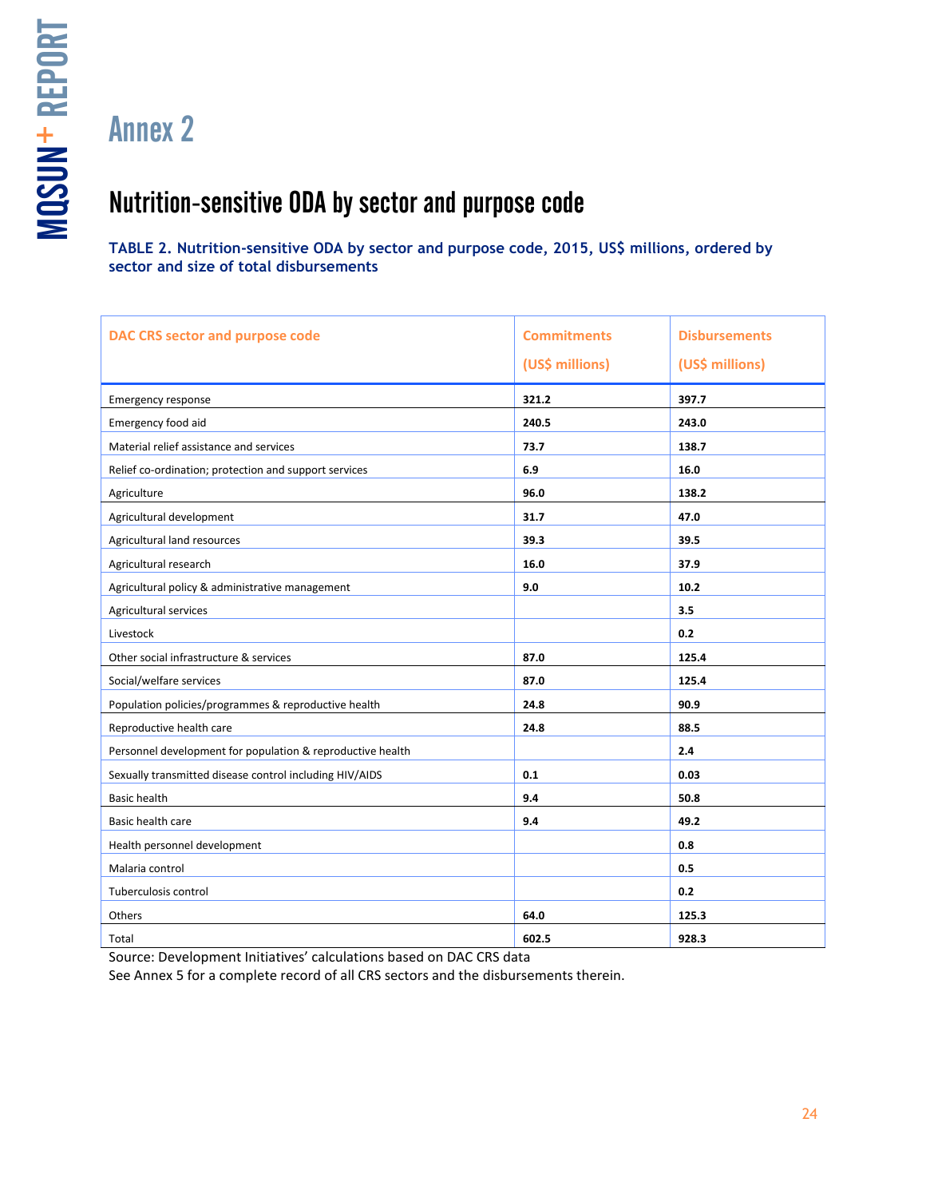# Annex 2

## Nutrition-sensitive ODA by sector and purpose code

**TABLE 2. Nutrition-sensitive ODA by sector and purpose code, 2015, US$ millions, ordered by sector and size of total disbursements**

| DAC CRS sector and purpose code | Commitments (US$ millions) | Disbursements (US$ millions) |
|---|---|---|
| Emergency response | **321.2** | **397.7** |
| Emergency food aid | **240.5** | **243.0** |
| Material relief assistance and services | **73.7** | **138.7** |
| Relief co-ordination; protection and support services | **6.9** | **16.0** |
| Agriculture | **96.0** | **138.2** |
| Agricultural development | **31.7** | **47.0** |
| Agricultural land resources | **39.3** | **39.5** |
| Agricultural research | **16.0** | **37.9** |
| Agricultural policy & administrative management | **9.0** | **10.2** |
| Agricultural services | | **3.5** |
| Livestock | | **0.2** |
| Other social infrastructure & services | **87.0** | **125.4** |
| Social/welfare services | **87.0** | **125.4** |
| Population policies/programmes & reproductive health | **24.8** | **90.9** |
| Reproductive health care | **24.8** | **88.5** |
| Personnel development for population & reproductive health | | **2.4** |
| Sexually transmitted disease control including HIV/AIDS | **0.1** | **0.03** |
| Basic health | **9.4** | **50.8** |
| Basic health care | **9.4** | **49.2** |
| Health personnel development | | **0.8** |
| Malaria control | | **0.5** |
| Tuberculosis control | | **0.2** |
| Others | **64.0** | **125.3** |
| Total | **602.5** | **928.3** |

Source: Development Initiatives' calculations based on DAC CRS data

See Annex 5 for a complete record of all CRS sectors and the disbursements therein.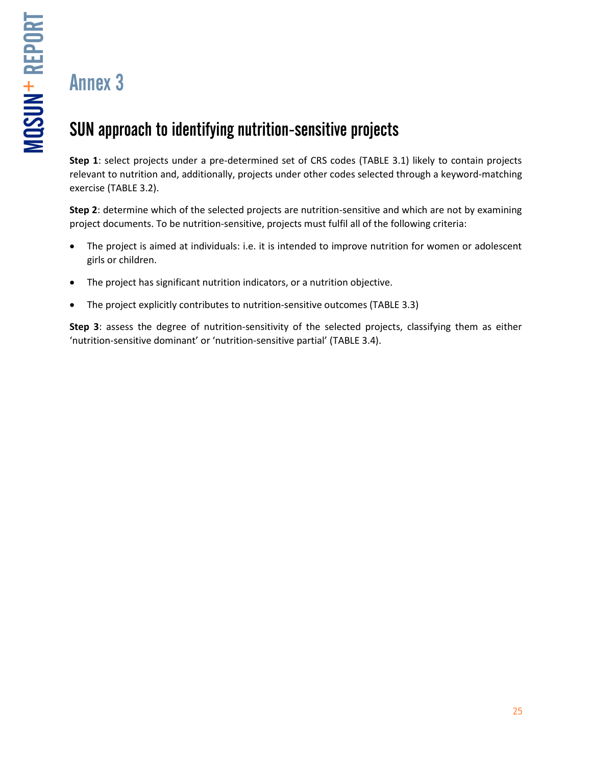# Annex 3

## SUN approach to identifying nutrition-sensitive projects

**Step 1**: select projects under a pre-determined set of CRS codes (TABLE 3.1) likely to contain projects relevant to nutrition and, additionally, projects under other codes selected through a keyword-matching exercise (TABLE 3.2).

**Step 2**: determine which of the selected projects are nutrition-sensitive and which are not by examining project documents. To be nutrition-sensitive, projects must fulfil all of the following criteria:

- The project is aimed at individuals: i.e. it is intended to improve nutrition for women or adolescent girls or children.
- The project has significant nutrition indicators, or a nutrition objective.
- The project explicitly contributes to nutrition-sensitive outcomes (TABLE 3.3)

**Step 3**: assess the degree of nutrition-sensitivity of the selected projects, classifying them as either 'nutrition-sensitive dominant' or 'nutrition-sensitive partial' (TABLE 3.4).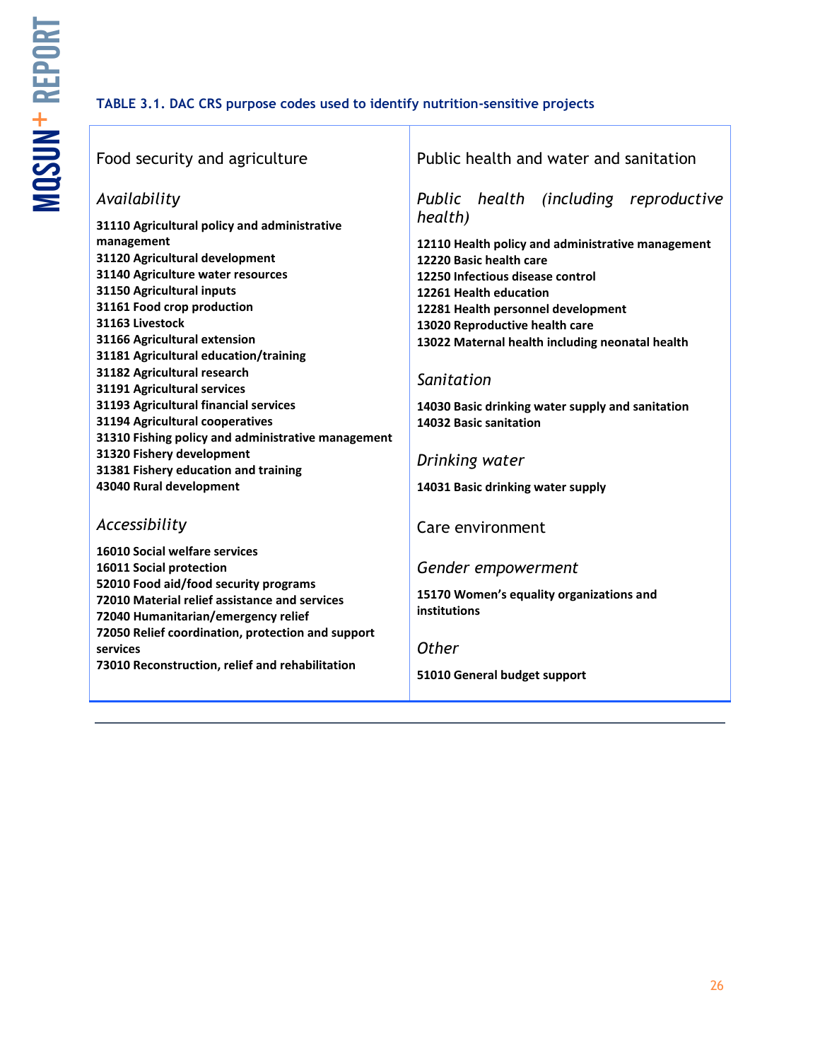**TABLE 3.1. DAC CRS purpose codes used to identify nutrition-sensitive projects**

| Food security and agriculture | Public health and water and sanitation |
|---|---|
| *Availability*<br>**31110 Agricultural policy and administrative management**<br>**31120 Agricultural development**<br>**31140 Agriculture water resources**<br>**31150 Agricultural inputs**<br>**31161 Food crop production**<br>**31163 Livestock**<br>**31166 Agricultural extension**<br>**31181 Agricultural education/training**<br>**31182 Agricultural research**<br>**31191 Agricultural services**<br>**31193 Agricultural financial services**<br>**31194 Agricultural cooperatives**<br>**31310 Fishing policy and administrative management**<br>**31320 Fishery development**<br>**31381 Fishery education and training**<br>**43040 Rural development** | *Public health (including reproductive health)*<br>**12110 Health policy and administrative management**<br>**12220 Basic health care**<br>**12250 Infectious disease control**<br>**12261 Health education**<br>**12281 Health personnel development**<br>**13020 Reproductive health care**<br>**13022 Maternal health including neonatal health**<br><br>*Sanitation*<br>**14030 Basic drinking water supply and sanitation**<br>**14032 Basic sanitation**<br><br>*Drinking water*<br>**14031 Basic drinking water supply** |
| *Accessibility*<br>**16010 Social welfare services**<br>**16011 Social protection**<br>**52010 Food aid/food security programs**<br>**72010 Material relief assistance and services**<br>**72040 Humanitarian/emergency relief**<br>**72050 Relief coordination, protection and support services**<br>**73010 Reconstruction, relief and rehabilitation** | Care environment<br><br>*Gender empowerment*<br>**15170 Women's equality organizations and institutions**<br><br>*Other*<br>**51010 General budget support** |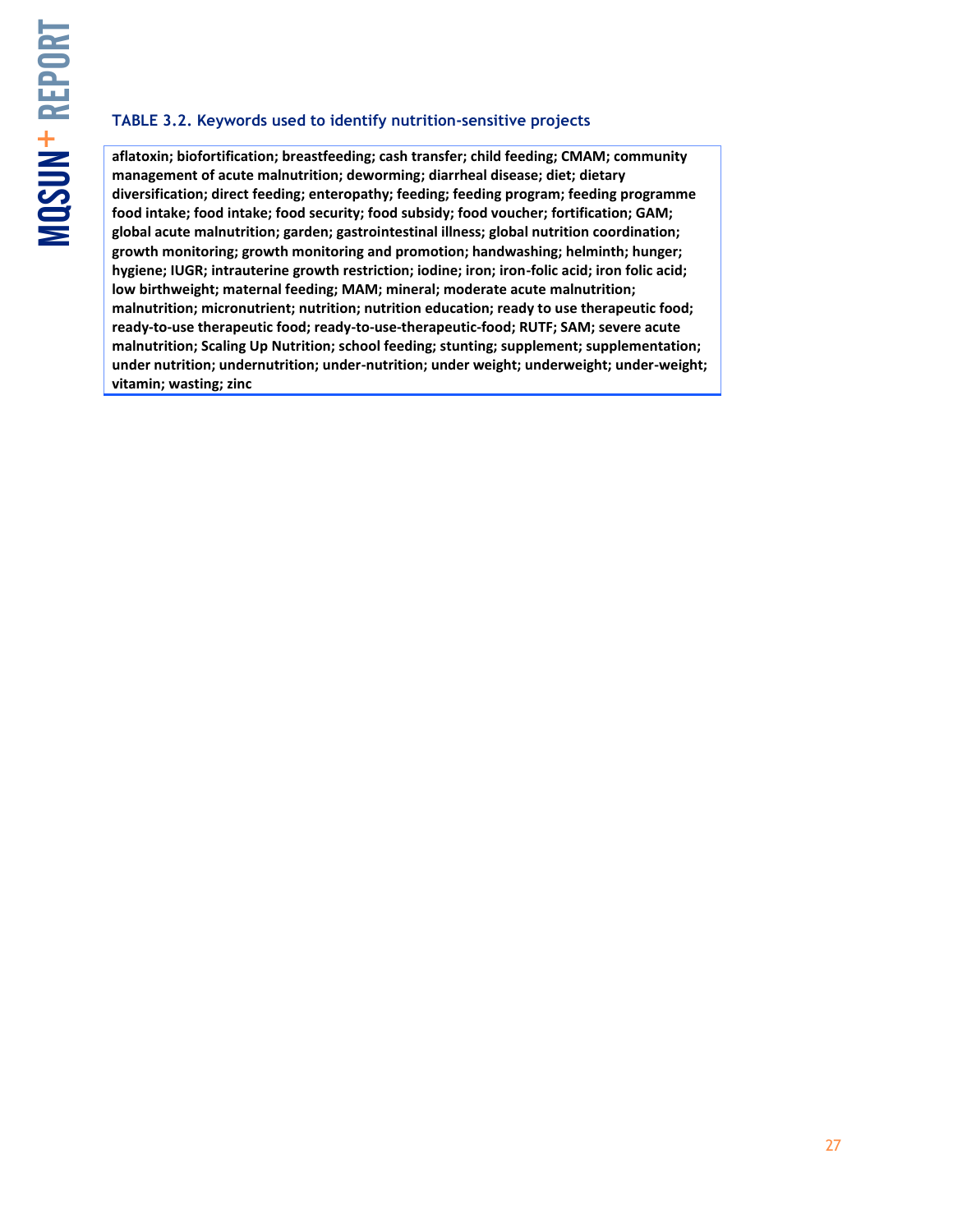**TABLE 3.2. Keywords used to identify nutrition-sensitive projects**

| aflatoxin; biofortification; breastfeeding; cash transfer; child feeding; CMAM; community management of acute malnutrition; deworming; diarrheal disease; diet; dietary diversification; direct feeding; enteropathy; feeding; feeding program; feeding programme food intake; food intake; food security; food subsidy; food voucher; fortification; GAM; global acute malnutrition; garden; gastrointestinal illness; global nutrition coordination; growth monitoring; growth monitoring and promotion; handwashing; helminth; hunger; hygiene; IUGR; intrauterine growth restriction; iodine; iron; iron-folic acid; iron folic acid; low birthweight; maternal feeding; MAM; mineral; moderate acute malnutrition; malnutrition; micronutrient; nutrition; nutrition education; ready to use therapeutic food; ready-to-use therapeutic food; ready-to-use-therapeutic-food; RUTF; SAM; severe acute malnutrition; Scaling Up Nutrition; school feeding; stunting; supplement; supplementation; under nutrition; undernutrition; under-nutrition; under weight; underweight; under-weight; vitamin; wasting; zinc |
|---|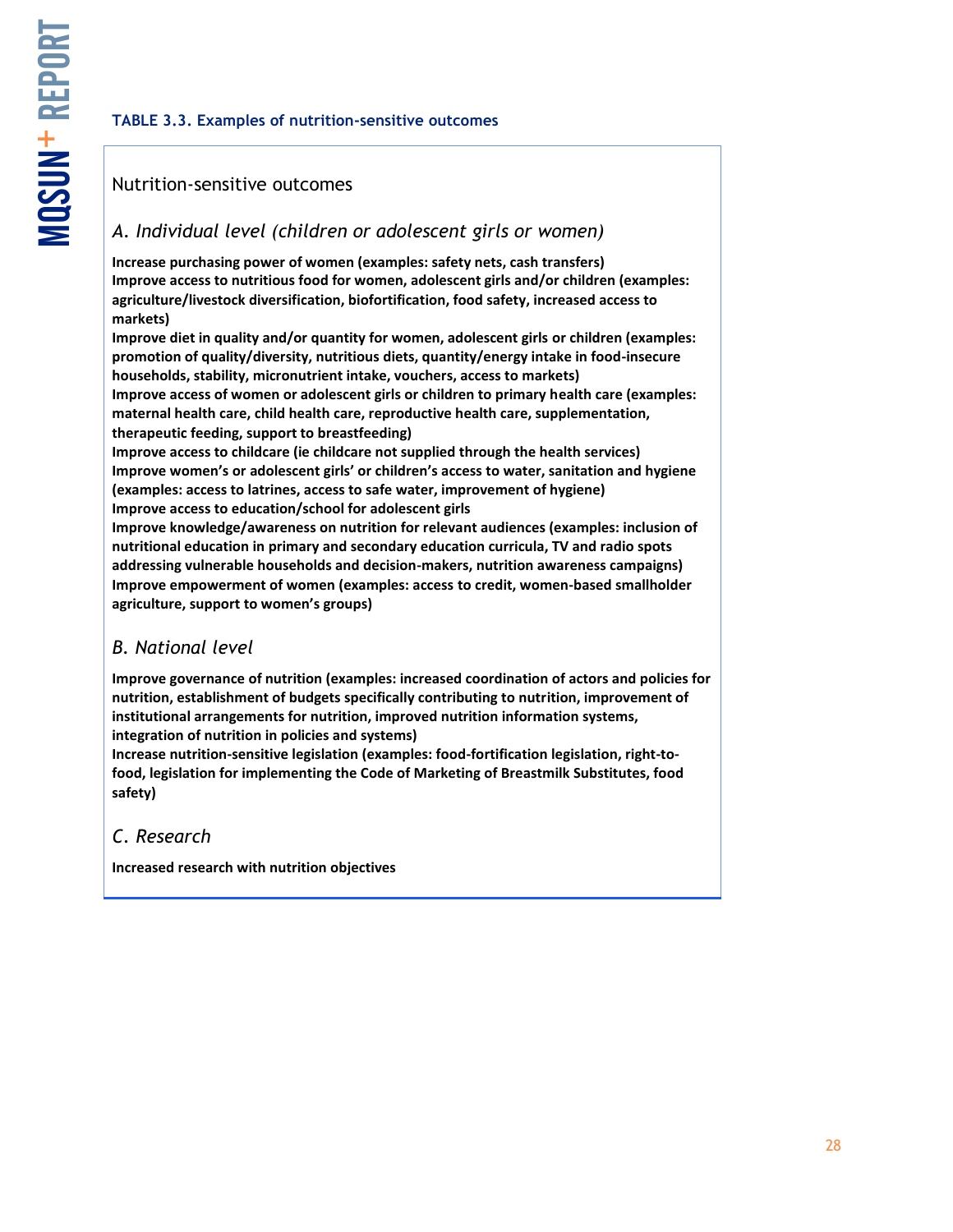**TABLE 3.3. Examples of nutrition-sensitive outcomes**

Nutrition-sensitive outcomes

*A. Individual level (children or adolescent girls or women)*

**Increase purchasing power of women (examples: safety nets, cash transfers)**
**Improve access to nutritious food for women, adolescent girls and/or children (examples: agriculture/livestock diversification, biofortification, food safety, increased access to markets)**
**Improve diet in quality and/or quantity for women, adolescent girls or children (examples: promotion of quality/diversity, nutritious diets, quantity/energy intake in food-insecure households, stability, micronutrient intake, vouchers, access to markets)**
**Improve access of women or adolescent girls or children to primary health care (examples: maternal health care, child health care, reproductive health care, supplementation, therapeutic feeding, support to breastfeeding)**
**Improve access to childcare (ie childcare not supplied through the health services)**
**Improve women's or adolescent girls' or children's access to water, sanitation and hygiene (examples: access to latrines, access to safe water, improvement of hygiene)**
**Improve access to education/school for adolescent girls**
**Improve knowledge/awareness on nutrition for relevant audiences (examples: inclusion of nutritional education in primary and secondary education curricula, TV and radio spots addressing vulnerable households and decision-makers, nutrition awareness campaigns)**
**Improve empowerment of women (examples: access to credit, women-based smallholder agriculture, support to women's groups)**

*B. National level*

**Improve governance of nutrition (examples: increased coordination of actors and policies for nutrition, establishment of budgets specifically contributing to nutrition, improvement of institutional arrangements for nutrition, improved nutrition information systems, integration of nutrition in policies and systems)**
**Increase nutrition-sensitive legislation (examples: food-fortification legislation, right-to-food, legislation for implementing the Code of Marketing of Breastmilk Substitutes, food safety)**

*C. Research*

**Increased research with nutrition objectives**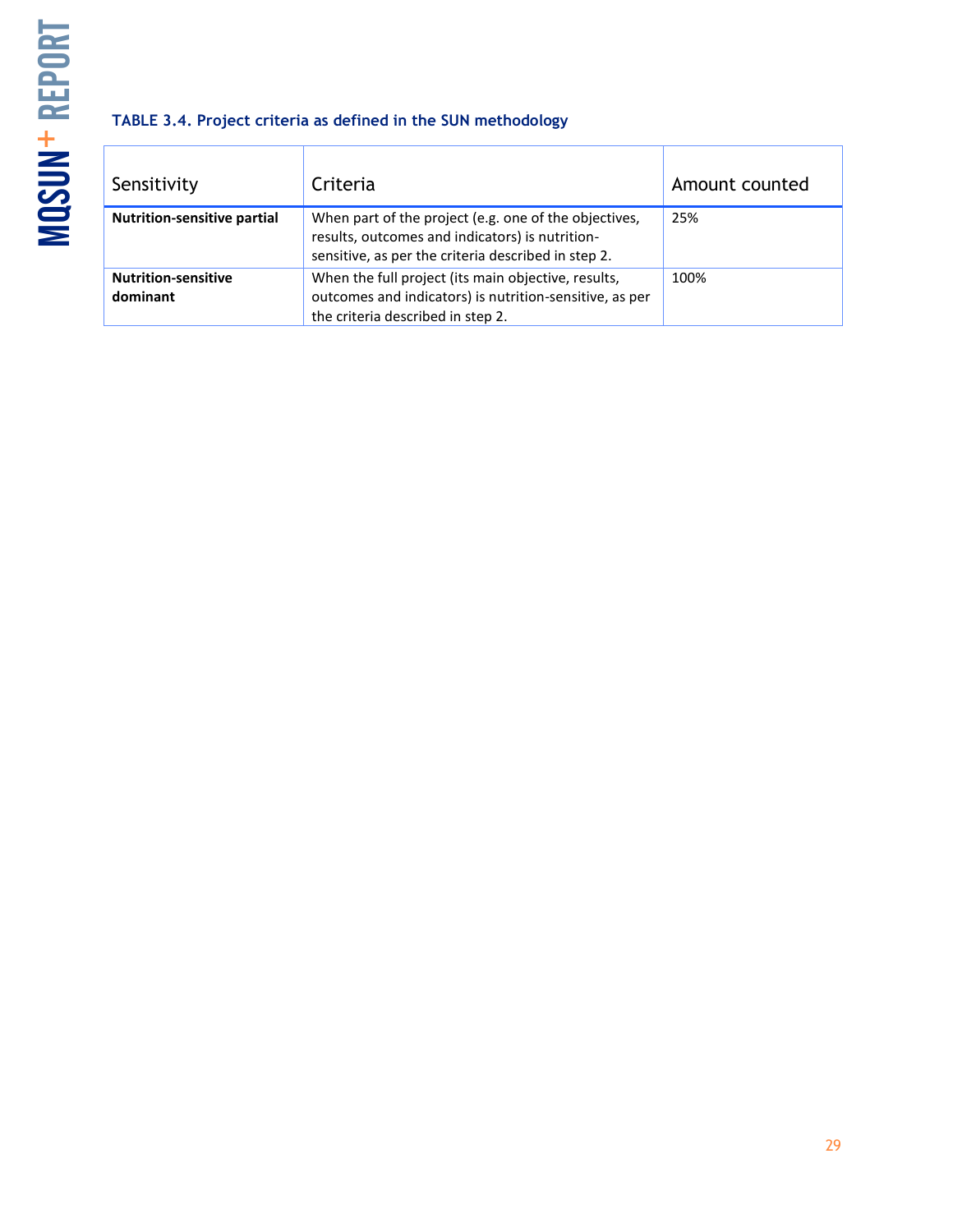**TABLE 3.4. Project criteria as defined in the SUN methodology**

| Sensitivity | Criteria | Amount counted |
| --- | --- | --- |
| **Nutrition-sensitive partial** | When part of the project (e.g. one of the objectives, results, outcomes and indicators) is nutrition-sensitive, as per the criteria described in step 2. | 25% |
| **Nutrition-sensitive dominant** | When the full project (its main objective, results, outcomes and indicators) is nutrition-sensitive, as per the criteria described in step 2. | 100% |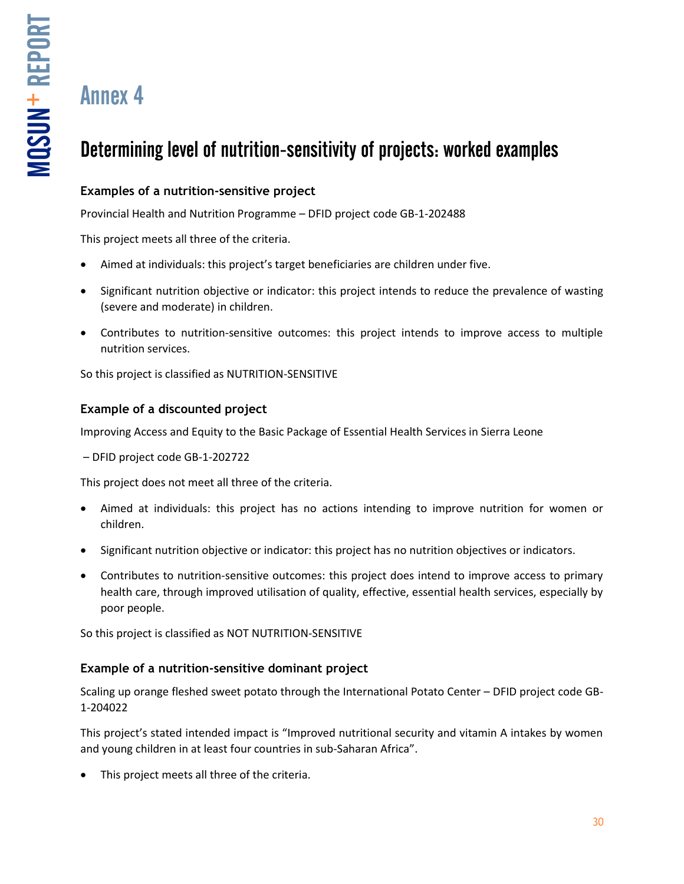# Annex 4

## Determining level of nutrition-sensitivity of projects: worked examples

### Examples of a nutrition-sensitive project

Provincial Health and Nutrition Programme – DFID project code GB-1-202488

This project meets all three of the criteria.

- Aimed at individuals: this project's target beneficiaries are children under five.
- Significant nutrition objective or indicator: this project intends to reduce the prevalence of wasting (severe and moderate) in children.
- Contributes to nutrition-sensitive outcomes: this project intends to improve access to multiple nutrition services.

So this project is classified as NUTRITION-SENSITIVE

### Example of a discounted project

Improving Access and Equity to the Basic Package of Essential Health Services in Sierra Leone

– DFID project code GB-1-202722

This project does not meet all three of the criteria.

- Aimed at individuals: this project has no actions intending to improve nutrition for women or children.
- Significant nutrition objective or indicator: this project has no nutrition objectives or indicators.
- Contributes to nutrition-sensitive outcomes: this project does intend to improve access to primary health care, through improved utilisation of quality, effective, essential health services, especially by poor people.

So this project is classified as NOT NUTRITION-SENSITIVE

### Example of a nutrition-sensitive dominant project

Scaling up orange fleshed sweet potato through the International Potato Center – DFID project code GB-1-204022

This project's stated intended impact is "Improved nutritional security and vitamin A intakes by women and young children in at least four countries in sub-Saharan Africa".

- This project meets all three of the criteria.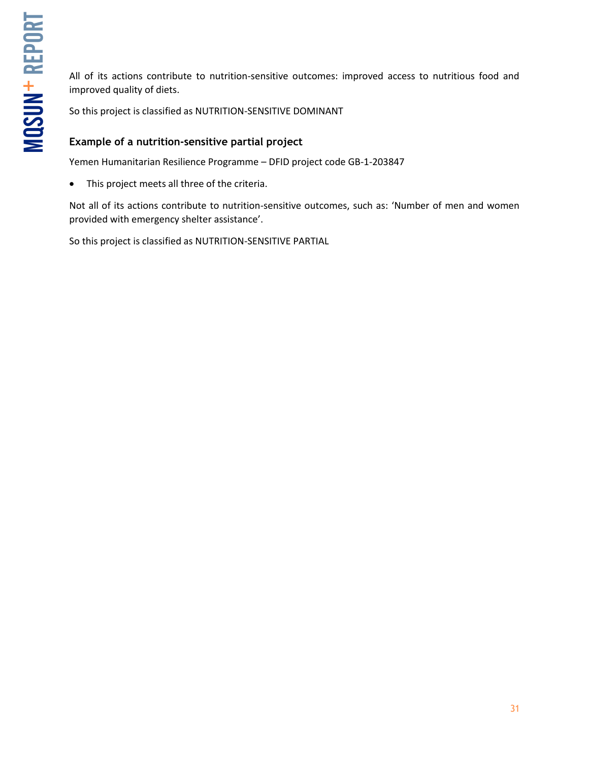All of its actions contribute to nutrition-sensitive outcomes: improved access to nutritious food and improved quality of diets.

So this project is classified as NUTRITION-SENSITIVE DOMINANT

### Example of a nutrition-sensitive partial project

Yemen Humanitarian Resilience Programme – DFID project code GB-1-203847

- This project meets all three of the criteria.

Not all of its actions contribute to nutrition-sensitive outcomes, such as: 'Number of men and women provided with emergency shelter assistance'.

So this project is classified as NUTRITION-SENSITIVE PARTIAL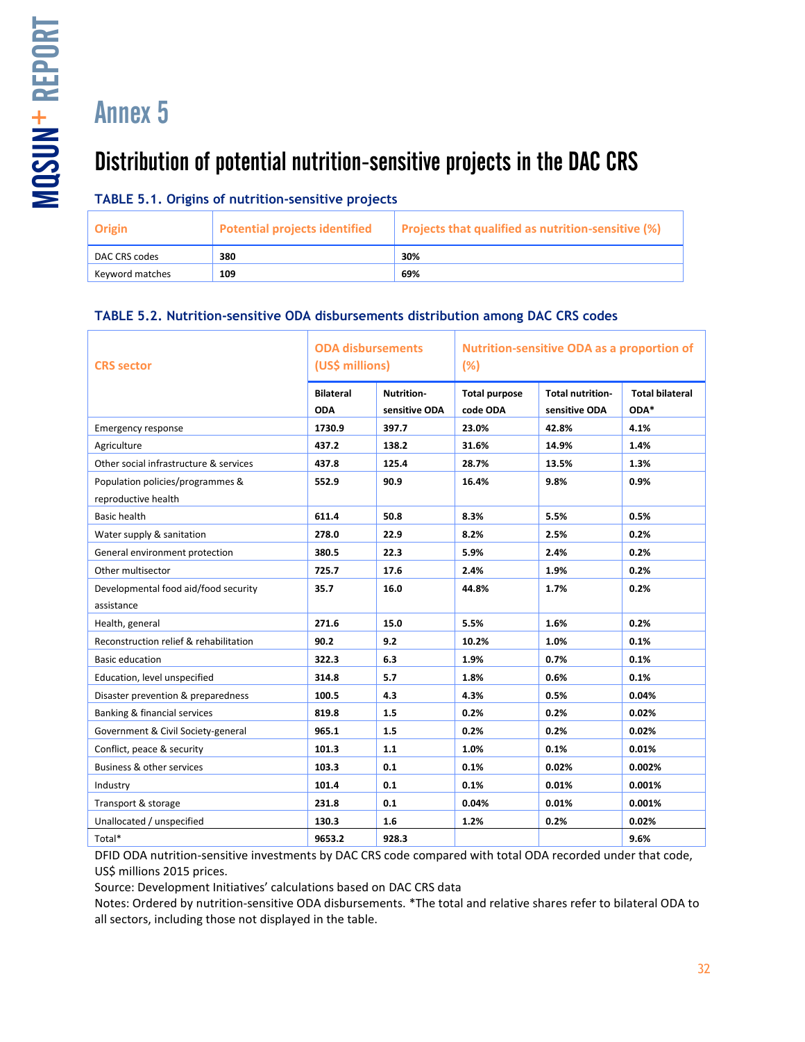# Annex 5

## Distribution of potential nutrition-sensitive projects in the DAC CRS

### TABLE 5.1. Origins of nutrition-sensitive projects

| Origin | Potential projects identified | Projects that qualified as nutrition-sensitive (%) |
|---|---|---|
| DAC CRS codes | **380** | **30%** |
| Keyword matches | **109** | **69%** |

### TABLE 5.2. Nutrition-sensitive ODA disbursements distribution among DAC CRS codes

| CRS sector | ODA disbursements (US$ millions) | | Nutrition-sensitive ODA as a proportion of (%) | | |
|---|---|---|---|---|---|
| | Bilateral ODA | Nutrition-sensitive ODA | Total purpose code ODA | Total nutrition-sensitive ODA | Total bilateral ODA* |
| Emergency response | **1730.9** | **397.7** | **23.0%** | **42.8%** | **4.1%** |
| Agriculture | **437.2** | **138.2** | **31.6%** | **14.9%** | **1.4%** |
| Other social infrastructure & services | **437.8** | **125.4** | **28.7%** | **13.5%** | **1.3%** |
| Population policies/programmes & reproductive health | **552.9** | **90.9** | **16.4%** | **9.8%** | **0.9%** |
| Basic health | **611.4** | **50.8** | **8.3%** | **5.5%** | **0.5%** |
| Water supply & sanitation | **278.0** | **22.9** | **8.2%** | **2.5%** | **0.2%** |
| General environment protection | **380.5** | **22.3** | **5.9%** | **2.4%** | **0.2%** |
| Other multisector | **725.7** | **17.6** | **2.4%** | **1.9%** | **0.2%** |
| Developmental food aid/food security assistance | **35.7** | **16.0** | **44.8%** | **1.7%** | **0.2%** |
| Health, general | **271.6** | **15.0** | **5.5%** | **1.6%** | **0.2%** |
| Reconstruction relief & rehabilitation | **90.2** | **9.2** | **10.2%** | **1.0%** | **0.1%** |
| Basic education | **322.3** | **6.3** | **1.9%** | **0.7%** | **0.1%** |
| Education, level unspecified | **314.8** | **5.7** | **1.8%** | **0.6%** | **0.1%** |
| Disaster prevention & preparedness | **100.5** | **4.3** | **4.3%** | **0.5%** | **0.04%** |
| Banking & financial services | **819.8** | **1.5** | **0.2%** | **0.2%** | **0.02%** |
| Government & Civil Society-general | **965.1** | **1.5** | **0.2%** | **0.2%** | **0.02%** |
| Conflict, peace & security | **101.3** | **1.1** | **1.0%** | **0.1%** | **0.01%** |
| Business & other services | **103.3** | **0.1** | **0.1%** | **0.02%** | **0.002%** |
| Industry | **101.4** | **0.1** | **0.1%** | **0.01%** | **0.001%** |
| Transport & storage | **231.8** | **0.1** | **0.04%** | **0.01%** | **0.001%** |
| Unallocated / unspecified | **130.3** | **1.6** | **1.2%** | **0.2%** | **0.02%** |
| Total* | **9653.2** | **928.3** | | | **9.6%** |

DFID ODA nutrition-sensitive investments by DAC CRS code compared with total ODA recorded under that code, US$ millions 2015 prices.

Source: Development Initiatives' calculations based on DAC CRS data

Notes: Ordered by nutrition-sensitive ODA disbursements. *The total and relative shares refer to bilateral ODA to all sectors, including those not displayed in the table.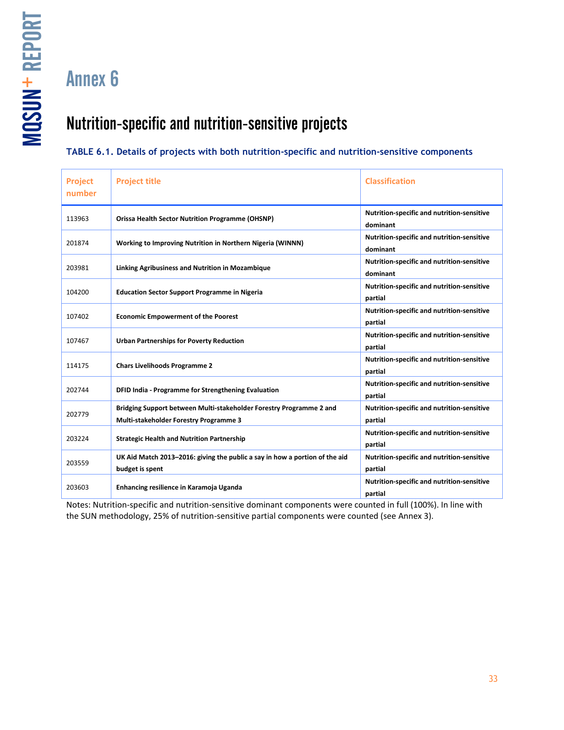# Annex 6

## Nutrition-specific and nutrition-sensitive projects

**TABLE 6.1. Details of projects with both nutrition-specific and nutrition-sensitive components**

| Project number | Project title | Classification |
|---|---|---|
| 113963 | **Orissa Health Sector Nutrition Programme (OHSNP)** | **Nutrition-specific and nutrition-sensitive dominant** |
| 201874 | **Working to Improving Nutrition in Northern Nigeria (WINNN)** | **Nutrition-specific and nutrition-sensitive dominant** |
| 203981 | **Linking Agribusiness and Nutrition in Mozambique** | **Nutrition-specific and nutrition-sensitive dominant** |
| 104200 | **Education Sector Support Programme in Nigeria** | **Nutrition-specific and nutrition-sensitive partial** |
| 107402 | **Economic Empowerment of the Poorest** | **Nutrition-specific and nutrition-sensitive partial** |
| 107467 | **Urban Partnerships for Poverty Reduction** | **Nutrition-specific and nutrition-sensitive partial** |
| 114175 | **Chars Livelihoods Programme 2** | **Nutrition-specific and nutrition-sensitive partial** |
| 202744 | **DFID India - Programme for Strengthening Evaluation** | **Nutrition-specific and nutrition-sensitive partial** |
| 202779 | **Bridging Support between Multi-stakeholder Forestry Programme 2 and Multi-stakeholder Forestry Programme 3** | **Nutrition-specific and nutrition-sensitive partial** |
| 203224 | **Strategic Health and Nutrition Partnership** | **Nutrition-specific and nutrition-sensitive partial** |
| 203559 | **UK Aid Match 2013–2016: giving the public a say in how a portion of the aid budget is spent** | **Nutrition-specific and nutrition-sensitive partial** |
| 203603 | **Enhancing resilience in Karamoja Uganda** | **Nutrition-specific and nutrition-sensitive partial** |

Notes: Nutrition-specific and nutrition-sensitive dominant components were counted in full (100%). In line with the SUN methodology, 25% of nutrition-sensitive partial components were counted (see Annex 3).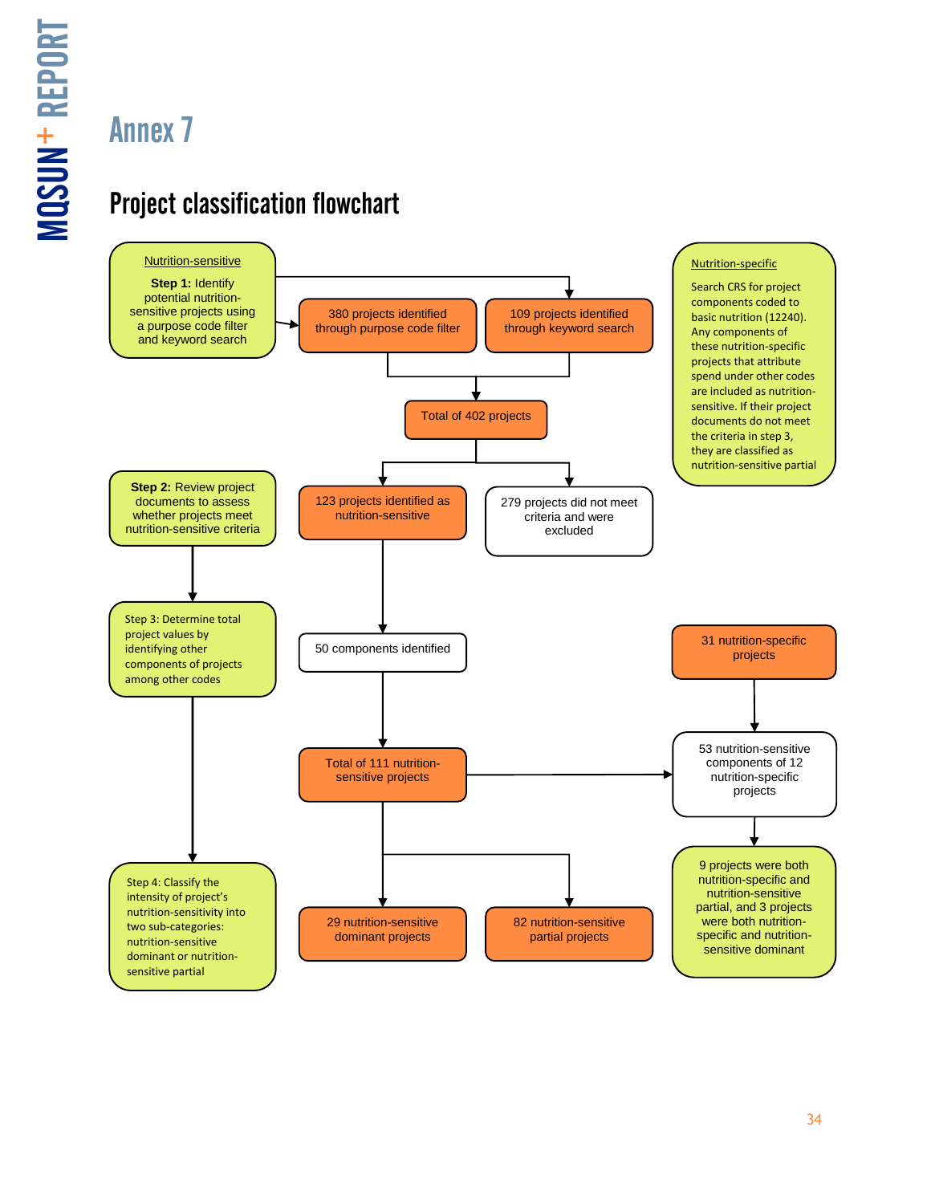# Annex 7

## Project classification flowchart

Nutrition-sensitive

**Step 1:** Identify potential nutrition-sensitive projects using a purpose code filter and keyword search

380 projects identified through purpose code filter

109 projects identified through keyword search

Total of 402 projects

**Step 2:** Review project documents to assess whether projects meet nutrition-sensitive criteria

123 projects identified as nutrition-sensitive

279 projects did not meet criteria and were excluded

Step 3: Determine total project values by identifying other components of projects among other codes

50 components identified

Total of 111 nutrition-sensitive projects

Step 4: Classify the intensity of project's nutrition-sensitivity into two sub-categories: nutrition-sensitive dominant or nutrition-sensitive partial

29 nutrition-sensitive dominant projects

82 nutrition-sensitive partial projects

Nutrition-specific

Search CRS for project components coded to basic nutrition (12240). Any components of these nutrition-specific projects that attribute spend under other codes are included as nutrition-sensitive. If their project documents do not meet the criteria in step 3, they are classified as nutrition-sensitive partial

31 nutrition-specific projects

53 nutrition-sensitive components of 12 nutrition-specific projects

9 projects were both nutrition-specific and nutrition-sensitive partial, and 3 projects were both nutrition-specific and nutrition-sensitive dominant